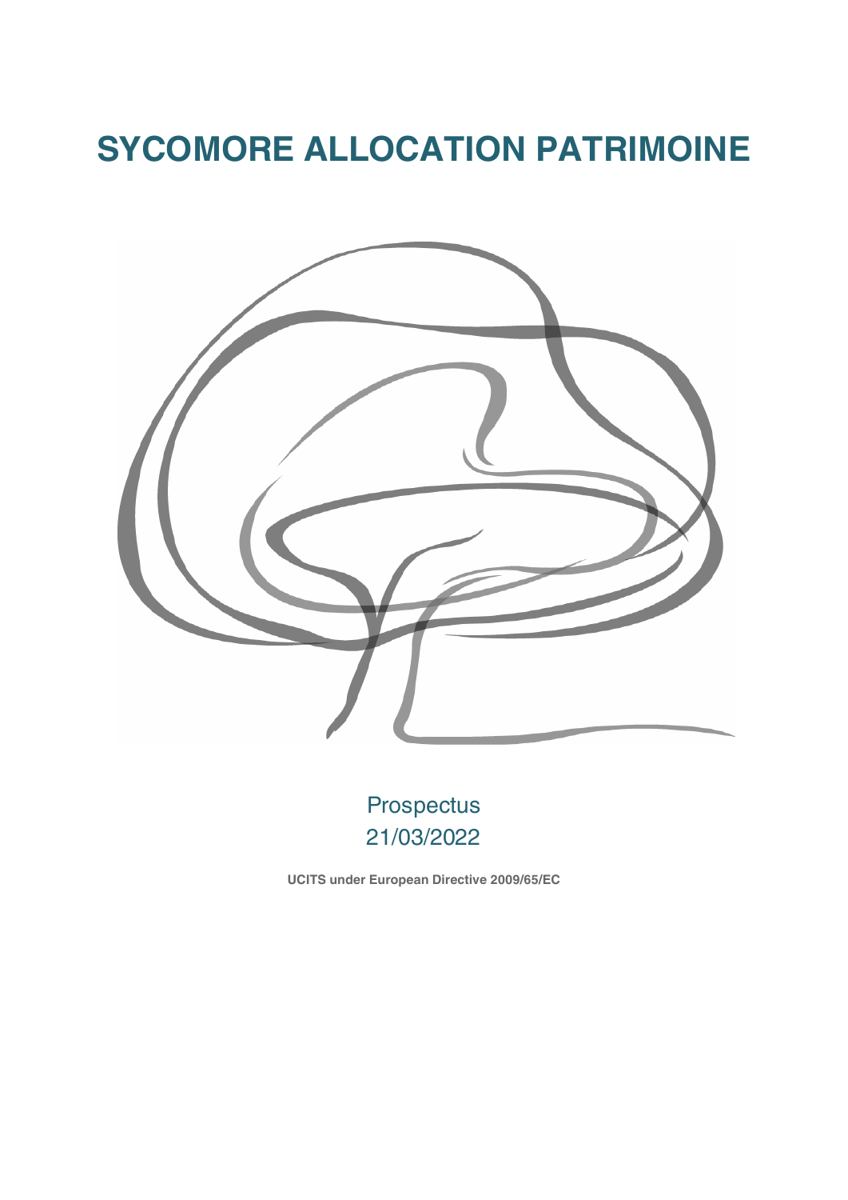# SYCOMORE ALLOCATION PATRIMOINE

Prospectus
21/03/2022

**UCITS under European Directive 2009/65/EC**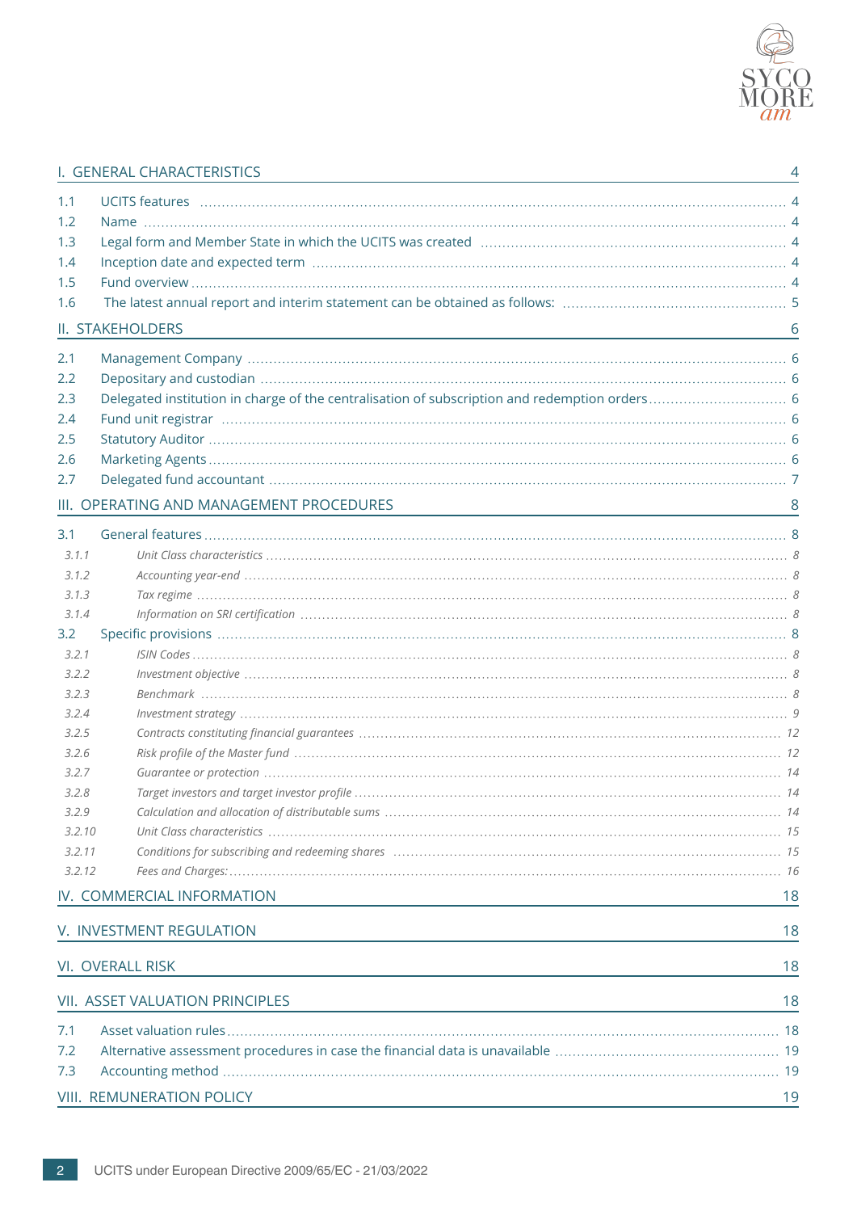| | | |
|---|---|---|
| **I. GENERAL CHARACTERISTICS** | | **4** |
| 1.1 | UCITS features | 4 |
| 1.2 | Name | 4 |
| 1.3 | Legal form and Member State in which the UCITS was created | 4 |
| 1.4 | Inception date and expected term | 4 |
| 1.5 | Fund overview | 4 |
| 1.6 | The latest annual report and interim statement can be obtained as follows: | 5 |
| **II. STAKEHOLDERS** | | **6** |
| 2.1 | Management Company | 6 |
| 2.2 | Depositary and custodian | 6 |
| 2.3 | Delegated institution in charge of the centralisation of subscription and redemption orders | 6 |
| 2.4 | Fund unit registrar | 6 |
| 2.5 | Statutory Auditor | 6 |
| 2.6 | Marketing Agents | 6 |
| 2.7 | Delegated fund accountant | 7 |
| **III. OPERATING AND MANAGEMENT PROCEDURES** | | **8** |
| 3.1 | General features | 8 |
| *3.1.1* | *Unit Class characteristics* | *8* |
| *3.1.2* | *Accounting year-end* | *8* |
| *3.1.3* | *Tax regime* | *8* |
| *3.1.4* | *Information on SRI certification* | *8* |
| 3.2 | Specific provisions | 8 |
| *3.2.1* | *ISIN Codes* | *8* |
| *3.2.2* | *Investment objective* | *8* |
| *3.2.3* | *Benchmark* | *8* |
| *3.2.4* | *Investment strategy* | *9* |
| *3.2.5* | *Contracts constituting financial guarantees* | *12* |
| *3.2.6* | *Risk profile of the Master fund* | *12* |
| *3.2.7* | *Guarantee or protection* | *14* |
| *3.2.8* | *Target investors and target investor profile* | *14* |
| *3.2.9* | *Calculation and allocation of distributable sums* | *14* |
| *3.2.10* | *Unit Class characteristics* | *15* |
| *3.2.11* | *Conditions for subscribing and redeeming shares* | *15* |
| *3.2.12* | *Fees and Charges:* | *16* |
| **IV. COMMERCIAL INFORMATION** | | **18** |
| **V. INVESTMENT REGULATION** | | **18** |
| **VI. OVERALL RISK** | | **18** |
| **VII. ASSET VALUATION PRINCIPLES** | | **18** |
| 7.1 | Asset valuation rules | 18 |
| 7.2 | Alternative assessment procedures in case the financial data is unavailable | 19 |
| 7.3 | Accounting method | 19 |
| **VIII. REMUNERATION POLICY** | | **19** |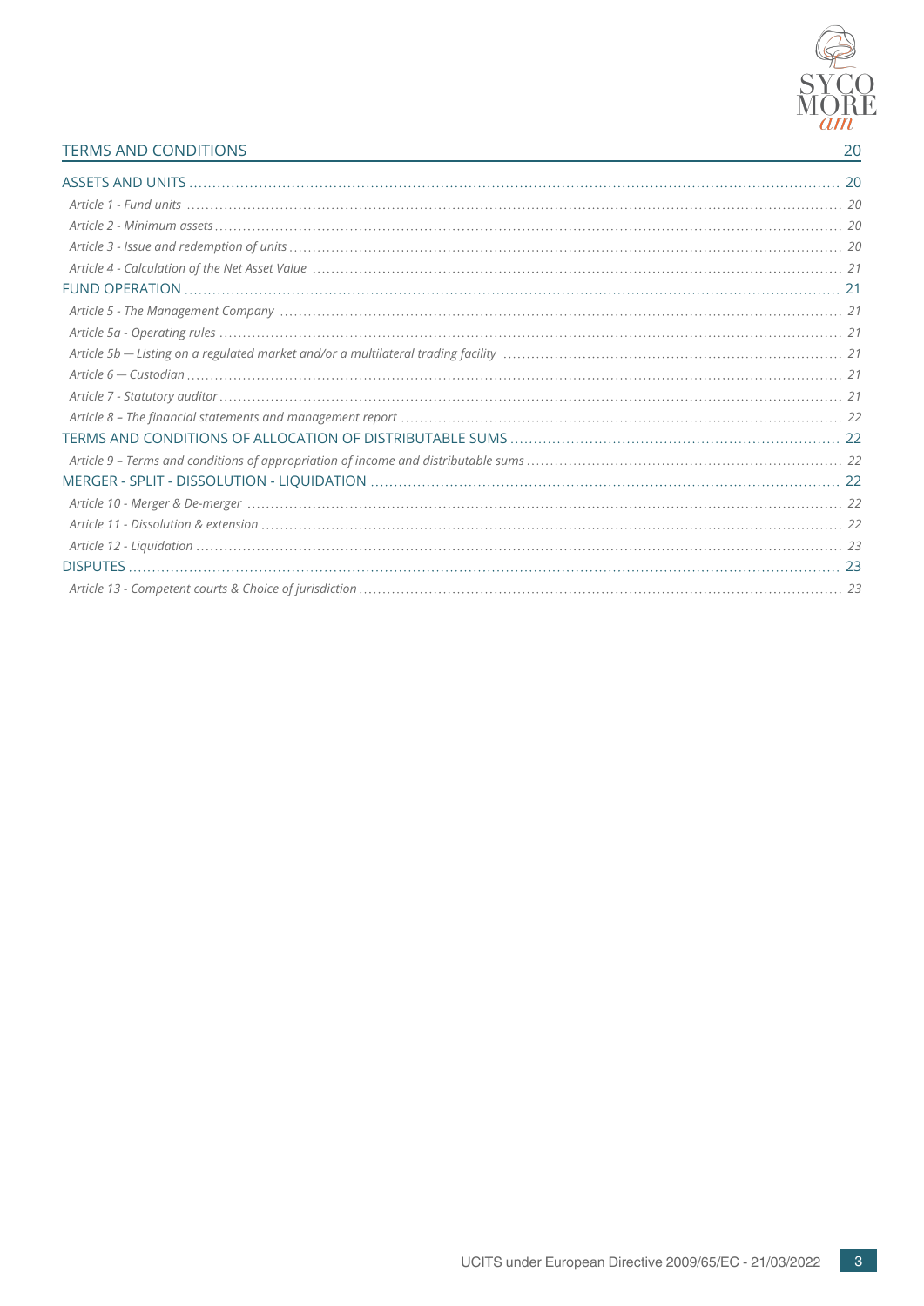TERMS AND CONDITIONS 20

ASSETS AND UNITS 20

*Article 1 - Fund units* 20

*Article 2 - Minimum assets* 20

*Article 3 - Issue and redemption of units* 20

*Article 4 - Calculation of the Net Asset Value* 21

FUND OPERATION 21

*Article 5 - The Management Company* 21

*Article 5a - Operating rules* 21

*Article 5b — Listing on a regulated market and/or a multilateral trading facility* 21

*Article 6 — Custodian* 21

*Article 7 - Statutory auditor* 21

*Article 8 – The financial statements and management report* 22

TERMS AND CONDITIONS OF ALLOCATION OF DISTRIBUTABLE SUMS 22

*Article 9 – Terms and conditions of appropriation of income and distributable sums* 22

MERGER - SPLIT - DISSOLUTION - LIQUIDATION 22

*Article 10 - Merger & De-merger* 22

*Article 11 - Dissolution & extension* 22

*Article 12 - Liquidation* 23

DISPUTES 23

*Article 13 - Competent courts & Choice of jurisdiction* 23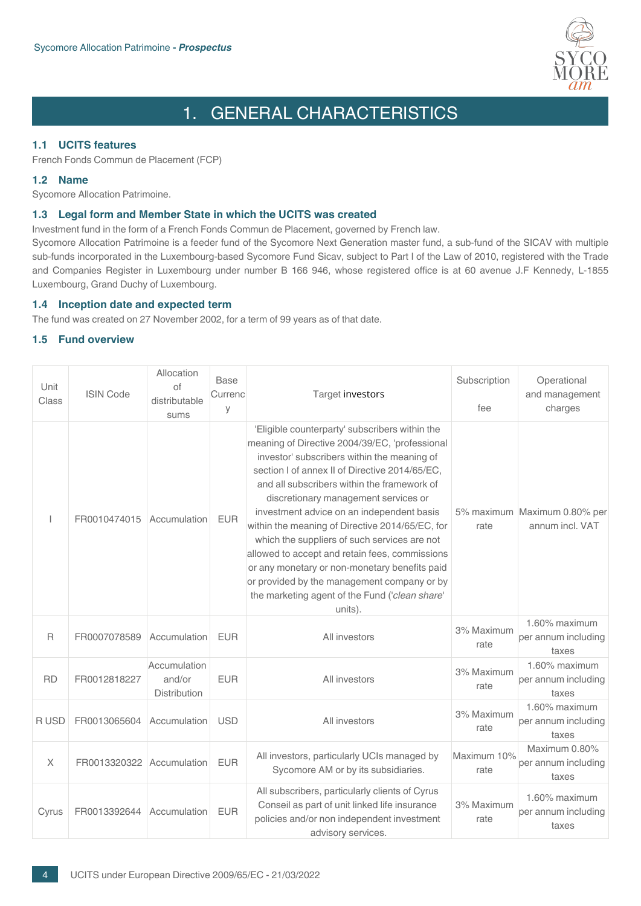# 1. GENERAL CHARACTERISTICS

### 1.1 UCITS features

French Fonds Commun de Placement (FCP)

### 1.2 Name

Sycomore Allocation Patrimoine.

### 1.3 Legal form and Member State in which the UCITS was created

Investment fund in the form of a French Fonds Commun de Placement, governed by French law.

Sycomore Allocation Patrimoine is a feeder fund of the Sycomore Next Generation master fund, a sub-fund of the SICAV with multiple sub-funds incorporated in the Luxembourg-based Sycomore Fund Sicav, subject to Part I of the Law of 2010, registered with the Trade and Companies Register in Luxembourg under number B 166 946, whose registered office is at 60 avenue J.F Kennedy, L-1855 Luxembourg, Grand Duchy of Luxembourg.

### 1.4 Inception date and expected term

The fund was created on 27 November 2002, for a term of 99 years as of that date.

### 1.5 Fund overview

| Unit Class | ISIN Code | Allocation of distributable sums | Base Currency | Target investors | Subscription fee | Operational and management charges |
|---|---|---|---|---|---|---|
| I | FR0010474015 | Accumulation | EUR | 'Eligible counterparty' subscribers within the meaning of Directive 2004/39/EC, 'professional investor' subscribers within the meaning of section I of annex II of Directive 2014/65/EC, and all subscribers within the framework of discretionary management services or investment advice on an independent basis within the meaning of Directive 2014/65/EC, for which the suppliers of such services are not allowed to accept and retain fees, commissions or any monetary or non-monetary benefits paid or provided by the management company or by the marketing agent of the Fund ('*clean share*' units). | 5% maximum rate | Maximum 0.80% per annum incl. VAT |
| R | FR0007078589 | Accumulation | EUR | All investors | 3% Maximum rate | 1.60% maximum per annum including taxes |
| RD | FR0012818227 | Accumulation and/or Distribution | EUR | All investors | 3% Maximum rate | 1.60% maximum per annum including taxes |
| R USD | FR0013065604 | Accumulation | USD | All investors | 3% Maximum rate | 1.60% maximum per annum including taxes |
| X | FR0013320322 | Accumulation | EUR | All investors, particularly UCIs managed by Sycomore AM or by its subsidiaries. | Maximum 10% rate | Maximum 0.80% per annum including taxes |
| Cyrus | FR0013392644 | Accumulation | EUR | All subscribers, particularly clients of Cyrus Conseil as part of unit linked life insurance policies and/or non independent investment advisory services. | 3% Maximum rate | 1.60% maximum per annum including taxes |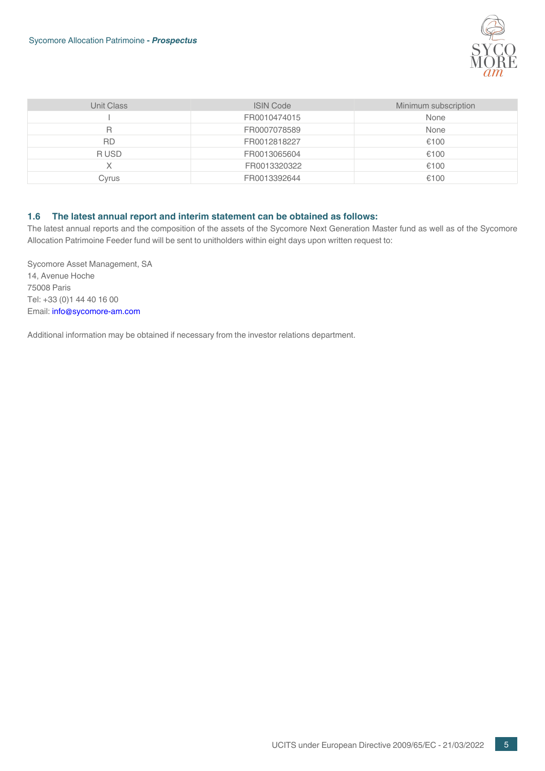| Unit Class | ISIN Code | Minimum subscription |
|---|---|---|
| I | FR0010474015 | None |
| R | FR0007078589 | None |
| RD | FR0012818227 | €100 |
| R USD | FR0013065604 | €100 |
| X | FR0013320322 | €100 |
| Cyrus | FR0013392644 | €100 |

### 1.6 The latest annual report and interim statement can be obtained as follows:

The latest annual reports and the composition of the assets of the Sycomore Next Generation Master fund as well as of the Sycomore Allocation Patrimoine Feeder fund will be sent to unitholders within eight days upon written request to:

Sycomore Asset Management, SA
14, Avenue Hoche
75008 Paris
Tel: +33 (0)1 44 40 16 00
Email: info@sycomore-am.com

Additional information may be obtained if necessary from the investor relations department.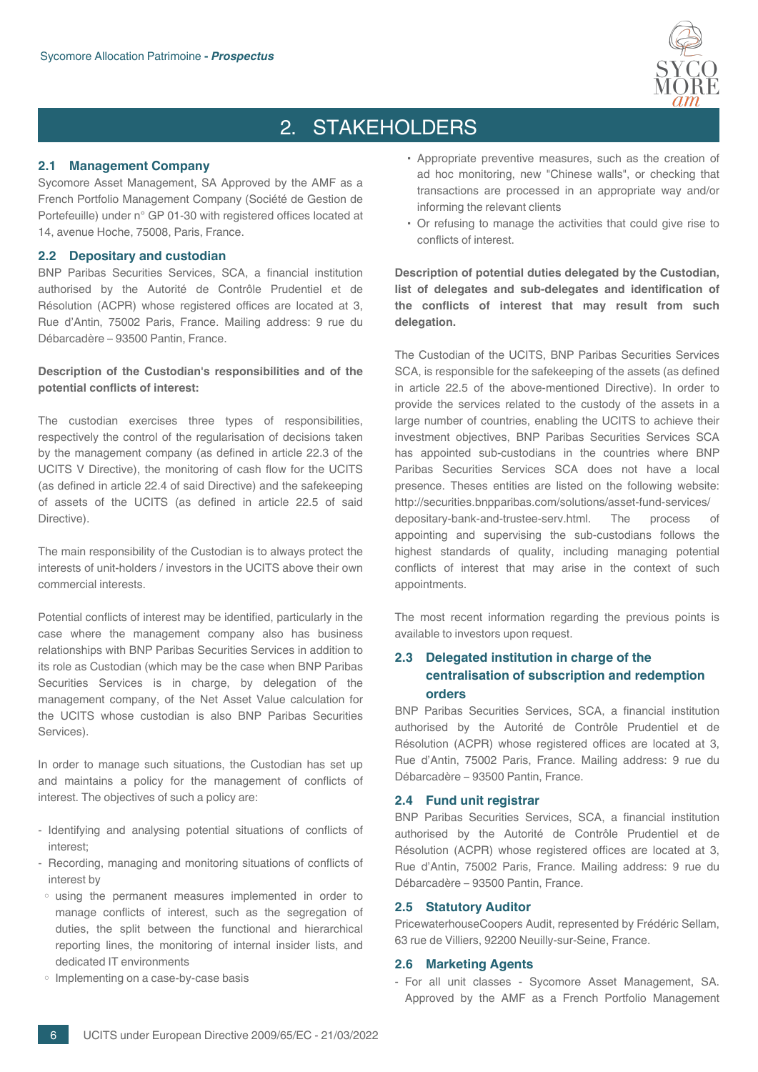# 2. STAKEHOLDERS

## 2.1 Management Company

Sycomore Asset Management, SA Approved by the AMF as a French Portfolio Management Company (Société de Gestion de Portefeuille) under n° GP 01-30 with registered offices located at 14, avenue Hoche, 75008, Paris, France.

## 2.2 Depositary and custodian

BNP Paribas Securities Services, SCA, a financial institution authorised by the Autorité de Contrôle Prudentiel et de Résolution (ACPR) whose registered offices are located at 3, Rue d'Antin, 75002 Paris, France. Mailing address: 9 rue du Débarcadère – 93500 Pantin, France.

**Description of the Custodian's responsibilities and of the potential conflicts of interest:**

The custodian exercises three types of responsibilities, respectively the control of the regularisation of decisions taken by the management company (as defined in article 22.3 of the UCITS V Directive), the monitoring of cash flow for the UCITS (as defined in article 22.4 of said Directive) and the safekeeping of assets of the UCITS (as defined in article 22.5 of said Directive).

The main responsibility of the Custodian is to always protect the interests of unit-holders / investors in the UCITS above their own commercial interests.

Potential conflicts of interest may be identified, particularly in the case where the management company also has business relationships with BNP Paribas Securities Services in addition to its role as Custodian (which may be the case when BNP Paribas Securities Services is in charge, by delegation of the management company, of the Net Asset Value calculation for the UCITS whose custodian is also BNP Paribas Securities Services).

In order to manage such situations, the Custodian has set up and maintains a policy for the management of conflicts of interest. The objectives of such a policy are:

- Identifying and analysing potential situations of conflicts of interest;
- Recording, managing and monitoring situations of conflicts of interest by
  - using the permanent measures implemented in order to manage conflicts of interest, such as the segregation of duties, the split between the functional and hierarchical reporting lines, the monitoring of internal insider lists, and dedicated IT environments
  - Implementing on a case-by-case basis
    - Appropriate preventive measures, such as the creation of ad hoc monitoring, new "Chinese walls", or checking that transactions are processed in an appropriate way and/or informing the relevant clients
    - Or refusing to manage the activities that could give rise to conflicts of interest.

**Description of potential duties delegated by the Custodian, list of delegates and sub-delegates and identification of the conflicts of interest that may result from such delegation.**

The Custodian of the UCITS, BNP Paribas Securities Services SCA, is responsible for the safekeeping of the assets (as defined in article 22.5 of the above-mentioned Directive). In order to provide the services related to the custody of the assets in a large number of countries, enabling the UCITS to achieve their investment objectives, BNP Paribas Securities Services SCA has appointed sub-custodians in the countries where BNP Paribas Securities Services SCA does not have a local presence. Theses entities are listed on the following website: http://securities.bnpparibas.com/solutions/asset-fund-services/depositary-bank-and-trustee-serv.html. The process of appointing and supervising the sub-custodians follows the highest standards of quality, including managing potential conflicts of interest that may arise in the context of such appointments.

The most recent information regarding the previous points is available to investors upon request.

## 2.3 Delegated institution in charge of the centralisation of subscription and redemption orders

BNP Paribas Securities Services, SCA, a financial institution authorised by the Autorité de Contrôle Prudentiel et de Résolution (ACPR) whose registered offices are located at 3, Rue d'Antin, 75002 Paris, France. Mailing address: 9 rue du Débarcadère – 93500 Pantin, France.

## 2.4 Fund unit registrar

BNP Paribas Securities Services, SCA, a financial institution authorised by the Autorité de Contrôle Prudentiel et de Résolution (ACPR) whose registered offices are located at 3, Rue d'Antin, 75002 Paris, France. Mailing address: 9 rue du Débarcadère – 93500 Pantin, France.

## 2.5 Statutory Auditor

PricewaterhouseCoopers Audit, represented by Frédéric Sellam, 63 rue de Villiers, 92200 Neuilly-sur-Seine, France.

## 2.6 Marketing Agents

- For all unit classes - Sycomore Asset Management, SA. Approved by the AMF as a French Portfolio Management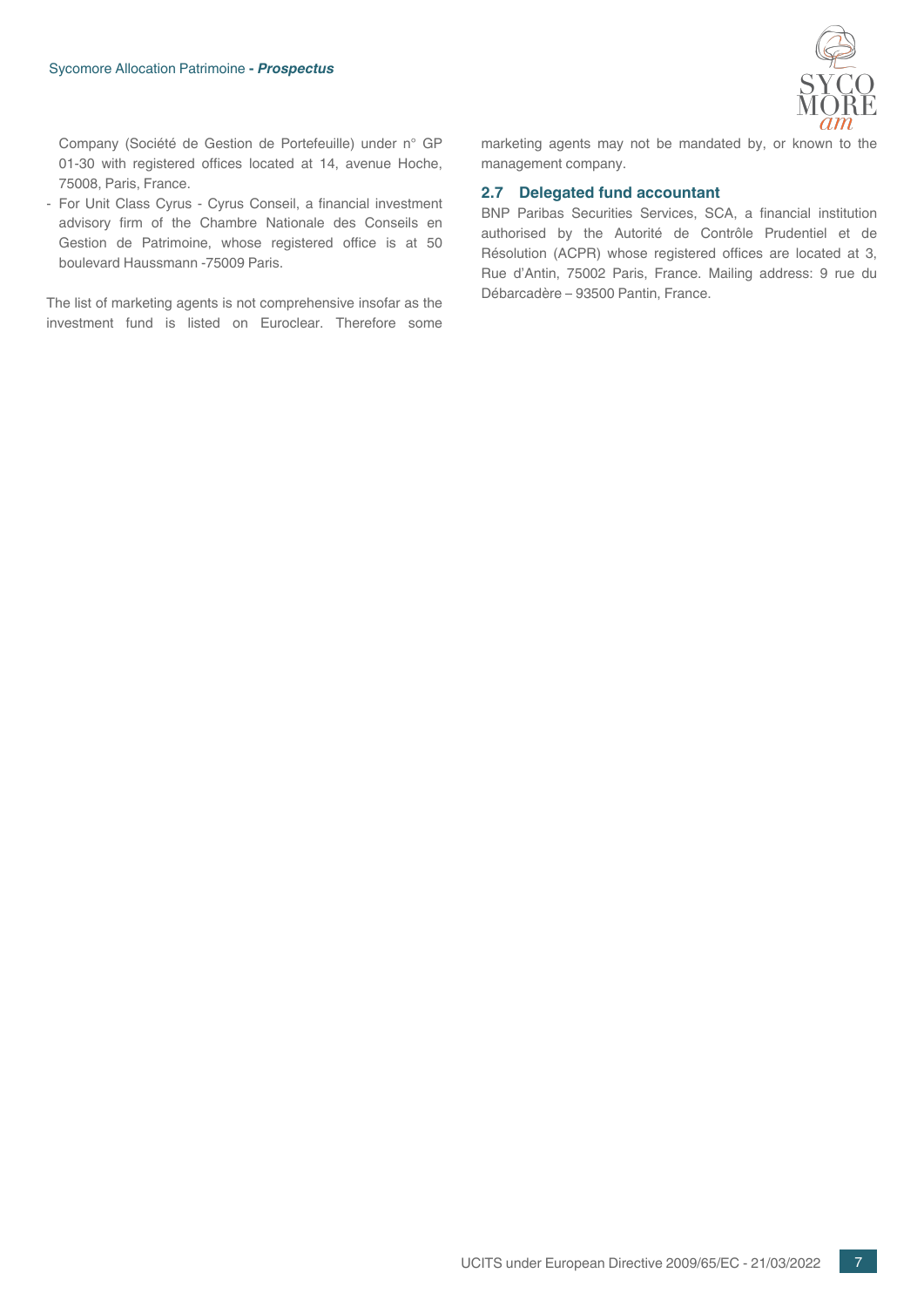Company (Société de Gestion de Portefeuille) under n° GP 01-30 with registered offices located at 14, avenue Hoche, 75008, Paris, France.

- For Unit Class Cyrus - Cyrus Conseil, a financial investment advisory firm of the Chambre Nationale des Conseils en Gestion de Patrimoine, whose registered office is at 50 boulevard Haussmann -75009 Paris.

The list of marketing agents is not comprehensive insofar as the investment fund is listed on Euroclear. Therefore some marketing agents may not be mandated by, or known to the management company.

## 2.7 Delegated fund accountant

BNP Paribas Securities Services, SCA, a financial institution authorised by the Autorité de Contrôle Prudentiel et de Résolution (ACPR) whose registered offices are located at 3, Rue d'Antin, 75002 Paris, France. Mailing address: 9 rue du Débarcadère – 93500 Pantin, France.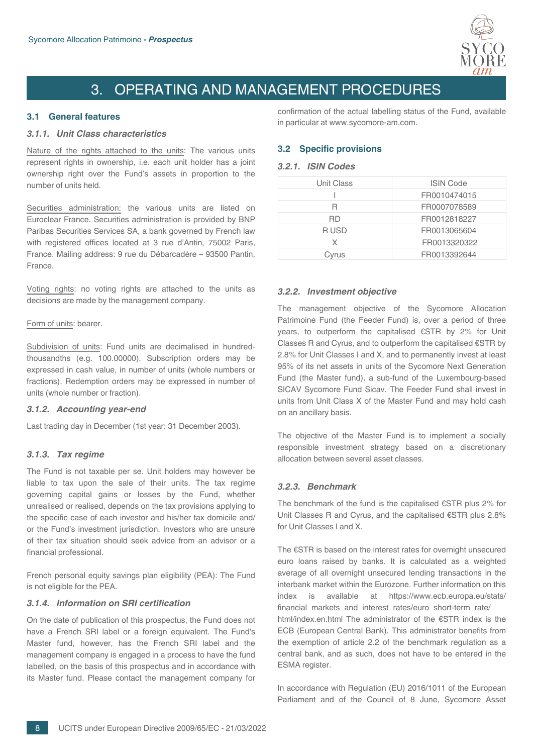# 3. OPERATING AND MANAGEMENT PROCEDURES

## 3.1 General features

### 3.1.1. Unit Class characteristics

Nature of the rights attached to the units: The various units represent rights in ownership, i.e. each unit holder has a joint ownership right over the Fund's assets in proportion to the number of units held.

Securities administration: the various units are listed on Euroclear France. Securities administration is provided by BNP Paribas Securities Services SA, a bank governed by French law with registered offices located at 3 rue d'Antin, 75002 Paris, France. Mailing address: 9 rue du Débarcadère – 93500 Pantin, France.

Voting rights: no voting rights are attached to the units as decisions are made by the management company.

Form of units: bearer.

Subdivision of units: Fund units are decimalised in hundred-thousandths (e.g. 100.00000). Subscription orders may be expressed in cash value, in number of units (whole numbers or fractions). Redemption orders may be expressed in number of units (whole number or fraction).

### 3.1.2. Accounting year-end

Last trading day in December (1st year: 31 December 2003).

### 3.1.3. Tax regime

The Fund is not taxable per se. Unit holders may however be liable to tax upon the sale of their units. The tax regime governing capital gains or losses by the Fund, whether unrealised or realised, depends on the tax provisions applying to the specific case of each investor and his/her tax domicile and/or the Fund's investment jurisdiction. Investors who are unsure of their tax situation should seek advice from an advisor or a financial professional.

French personal equity savings plan eligibility (PEA): The Fund is not eligible for the PEA.

### 3.1.4. Information on SRI certification

On the date of publication of this prospectus, the Fund does not have a French SRI label or a foreign equivalent. The Fund's Master fund, however, has the French SRI label and the management company is engaged in a process to have the fund labelled, on the basis of this prospectus and in accordance with its Master fund. Please contact the management company for confirmation of the actual labelling status of the Fund, available in particular at www.sycomore-am.com.

## 3.2 Specific provisions

### 3.2.1. ISIN Codes

| Unit Class | ISIN Code |
|---|---|
| I | FR0010474015 |
| R | FR0007078589 |
| RD | FR0012818227 |
| R USD | FR0013065604 |
| X | FR0013320322 |
| Cyrus | FR0013392644 |

### 3.2.2. Investment objective

The management objective of the Sycomore Allocation Patrimoine Fund (the Feeder Fund) is, over a period of three years, to outperform the capitalised €STR by 2% for Unit Classes R and Cyrus, and to outperform the capitalised €STR by 2.8% for Unit Classes I and X, and to permanently invest at least 95% of its net assets in units of the Sycomore Next Generation Fund (the Master fund), a sub-fund of the Luxembourg-based SICAV Sycomore Fund Sicav. The Feeder Fund shall invest in units from Unit Class X of the Master Fund and may hold cash on an ancillary basis.

The objective of the Master Fund is to implement a socially responsible investment strategy based on a discretionary allocation between several asset classes.

### 3.2.3. Benchmark

The benchmark of the fund is the capitalised €STR plus 2% for Unit Classes R and Cyrus, and the capitalised €STR plus 2.8% for Unit Classes I and X.

The €STR is based on the interest rates for overnight unsecured euro loans raised by banks. It is calculated as a weighted average of all overnight unsecured lending transactions in the interbank market within the Eurozone. Further information on this index is available at https://www.ecb.europa.eu/stats/financial_markets_and_interest_rates/euro_short-term_rate/html/index.en.html The administrator of the €STR index is the ECB (European Central Bank). This administrator benefits from the exemption of article 2.2 of the benchmark regulation as a central bank, and as such, does not have to be entered in the ESMA register.

In accordance with Regulation (EU) 2016/1011 of the European Parliament and of the Council of 8 June, Sycomore Asset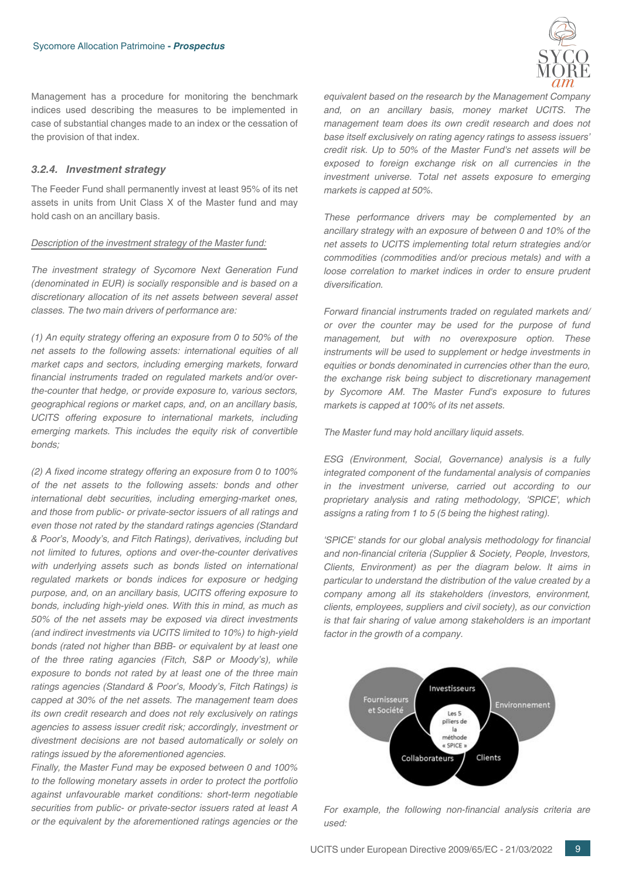Management has a procedure for monitoring the benchmark indices used describing the measures to be implemented in case of substantial changes made to an index or the cessation of the provision of that index.

### *3.2.4. Investment strategy*

The Feeder Fund shall permanently invest at least 95% of its net assets in units from Unit Class X of the Master fund and may hold cash on an ancillary basis.

*Description of the investment strategy of the Master fund:*

*The investment strategy of Sycomore Next Generation Fund (denominated in EUR) is socially responsible and is based on a discretionary allocation of its net assets between several asset classes. The two main drivers of performance are:*

*(1) An equity strategy offering an exposure from 0 to 50% of the net assets to the following assets: international equities of all market caps and sectors, including emerging markets, forward financial instruments traded on regulated markets and/or over-the-counter that hedge, or provide exposure to, various sectors, geographical regions or market caps, and, on an ancillary basis, UCITS offering exposure to international markets, including emerging markets. This includes the equity risk of convertible bonds;*

*(2) A fixed income strategy offering an exposure from 0 to 100% of the net assets to the following assets: bonds and other international debt securities, including emerging-market ones, and those from public- or private-sector issuers of all ratings and even those not rated by the standard ratings agencies (Standard & Poor's, Moody's, and Fitch Ratings), derivatives, including but not limited to futures, options and over-the-counter derivatives with underlying assets such as bonds listed on international regulated markets or bonds indices for exposure or hedging purpose, and, on an ancillary basis, UCITS offering exposure to bonds, including high-yield ones. With this in mind, as much as 50% of the net assets may be exposed via direct investments (and indirect investments via UCITS limited to 10%) to high-yield bonds (rated not higher than BBB- or equivalent by at least one of the three rating agencies (Fitch, S&P or Moody's), while exposure to bonds not rated by at least one of the three main ratings agencies (Standard & Poor's, Moody's, Fitch Ratings) is capped at 30% of the net assets. The management team does its own credit research and does not rely exclusively on ratings agencies to assess issuer credit risk; accordingly, investment or divestment decisions are not based automatically or solely on ratings issued by the aforementioned agencies.*

*Finally, the Master Fund may be exposed between 0 and 100% to the following monetary assets in order to protect the portfolio against unfavourable market conditions: short-term negotiable securities from public- or private-sector issuers rated at least A or the equivalent by the aforementioned ratings agencies or the equivalent based on the research by the Management Company and, on an ancillary basis, money market UCITS. The management team does its own credit research and does not base itself exclusively on rating agency ratings to assess issuers' credit risk. Up to 50% of the Master Fund's net assets will be exposed to foreign exchange risk on all currencies in the investment universe. Total net assets exposure to emerging markets is capped at 50%.*

*These performance drivers may be complemented by an ancillary strategy with an exposure of between 0 and 10% of the net assets to UCITS implementing total return strategies and/or commodities (commodities and/or precious metals) and with a loose correlation to market indices in order to ensure prudent diversification.*

*Forward financial instruments traded on regulated markets and/ or over the counter may be used for the purpose of fund management, but with no overexposure option. These instruments will be used to supplement or hedge investments in equities or bonds denominated in currencies other than the euro, the exchange risk being subject to discretionary management by Sycomore AM. The Master Fund's exposure to futures markets is capped at 100% of its net assets.*

*The Master fund may hold ancillary liquid assets.*

*ESG (Environment, Social, Governance) analysis is a fully integrated component of the fundamental analysis of companies in the investment universe, carried out according to our proprietary analysis and rating methodology, 'SPICE', which assigns a rating from 1 to 5 (5 being the highest rating).*

*'SPICE' stands for our global analysis methodology for financial and non-financial criteria (Supplier & Society, People, Investors, Clients, Environment) as per the diagram below. It aims in particular to understand the distribution of the value created by a company among all its stakeholders (investors, environment, clients, employees, suppliers and civil society), as our conviction is that fair sharing of value among stakeholders is an important factor in the growth of a company.*

Fournisseurs et Société | Investisseurs | Environnement | Collaborateurs | Clients | Les 5 piliers de la méthode « SPICE »

*For example, the following non-financial analysis criteria are used:*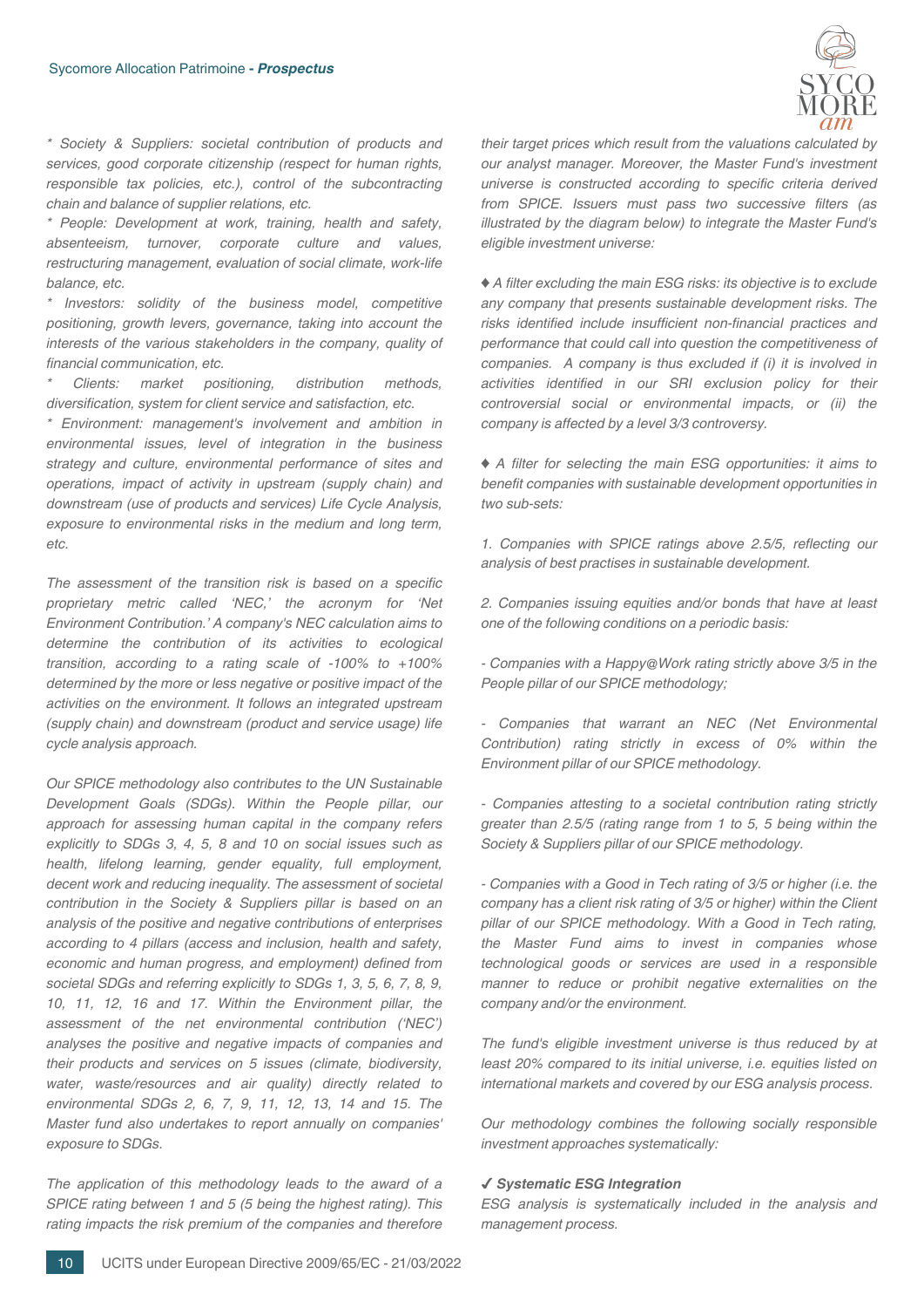*\* Society & Suppliers: societal contribution of products and services, good corporate citizenship (respect for human rights, responsible tax policies, etc.), control of the subcontracting chain and balance of supplier relations, etc.*

*\* People: Development at work, training, health and safety, absenteeism, turnover, corporate culture and values, restructuring management, evaluation of social climate, work-life balance, etc.*

*\* Investors: solidity of the business model, competitive positioning, growth levers, governance, taking into account the interests of the various stakeholders in the company, quality of financial communication, etc.*

*\* Clients: market positioning, distribution methods, diversification, system for client service and satisfaction, etc.*

*\* Environment: management's involvement and ambition in environmental issues, level of integration in the business strategy and culture, environmental performance of sites and operations, impact of activity in upstream (supply chain) and downstream (use of products and services) Life Cycle Analysis, exposure to environmental risks in the medium and long term, etc.*

*The assessment of the transition risk is based on a specific proprietary metric called 'NEC,' the acronym for 'Net Environment Contribution.' A company's NEC calculation aims to determine the contribution of its activities to ecological transition, according to a rating scale of -100% to +100% determined by the more or less negative or positive impact of the activities on the environment. It follows an integrated upstream (supply chain) and downstream (product and service usage) life cycle analysis approach.*

*Our SPICE methodology also contributes to the UN Sustainable Development Goals (SDGs). Within the People pillar, our approach for assessing human capital in the company refers explicitly to SDGs 3, 4, 5, 8 and 10 on social issues such as health, lifelong learning, gender equality, full employment, decent work and reducing inequality. The assessment of societal contribution in the Society & Suppliers pillar is based on an analysis of the positive and negative contributions of enterprises according to 4 pillars (access and inclusion, health and safety, economic and human progress, and employment) defined from societal SDGs and referring explicitly to SDGs 1, 3, 5, 6, 7, 8, 9, 10, 11, 12, 16 and 17. Within the Environment pillar, the assessment of the net environmental contribution ('NEC') analyses the positive and negative impacts of companies and their products and services on 5 issues (climate, biodiversity, water, waste/resources and air quality) directly related to environmental SDGs 2, 6, 7, 9, 11, 12, 13, 14 and 15. The Master fund also undertakes to report annually on companies' exposure to SDGs.*

*The application of this methodology leads to the award of a SPICE rating between 1 and 5 (5 being the highest rating). This rating impacts the risk premium of the companies and therefore their target prices which result from the valuations calculated by our analyst manager. Moreover, the Master Fund's investment universe is constructed according to specific criteria derived from SPICE. Issuers must pass two successive filters (as illustrated by the diagram below) to integrate the Master Fund's eligible investment universe:*

*♦ A filter excluding the main ESG risks: its objective is to exclude any company that presents sustainable development risks. The risks identified include insufficient non-financial practices and performance that could call into question the competitiveness of companies. A company is thus excluded if (i) it is involved in activities identified in our SRI exclusion policy for their controversial social or environmental impacts, or (ii) the company is affected by a level 3/3 controversy.*

*♦ A filter for selecting the main ESG opportunities: it aims to benefit companies with sustainable development opportunities in two sub-sets:*

*1. Companies with SPICE ratings above 2.5/5, reflecting our analysis of best practises in sustainable development.*

*2. Companies issuing equities and/or bonds that have at least one of the following conditions on a periodic basis:*

*- Companies with a Happy@Work rating strictly above 3/5 in the People pillar of our SPICE methodology;*

*- Companies that warrant an NEC (Net Environmental Contribution) rating strictly in excess of 0% within the Environment pillar of our SPICE methodology.*

*- Companies attesting to a societal contribution rating strictly greater than 2.5/5 (rating range from 1 to 5, 5 being within the Society & Suppliers pillar of our SPICE methodology.*

*- Companies with a Good in Tech rating of 3/5 or higher (i.e. the company has a client risk rating of 3/5 or higher) within the Client pillar of our SPICE methodology. With a Good in Tech rating, the Master Fund aims to invest in companies whose technological goods or services are used in a responsible manner to reduce or prohibit negative externalities on the company and/or the environment.*

*The fund's eligible investment universe is thus reduced by at least 20% compared to its initial universe, i.e. equities listed on international markets and covered by our ESG analysis process.*

*Our methodology combines the following socially responsible investment approaches systematically:*

***✓ Systematic ESG Integration***

*ESG analysis is systematically included in the analysis and management process.*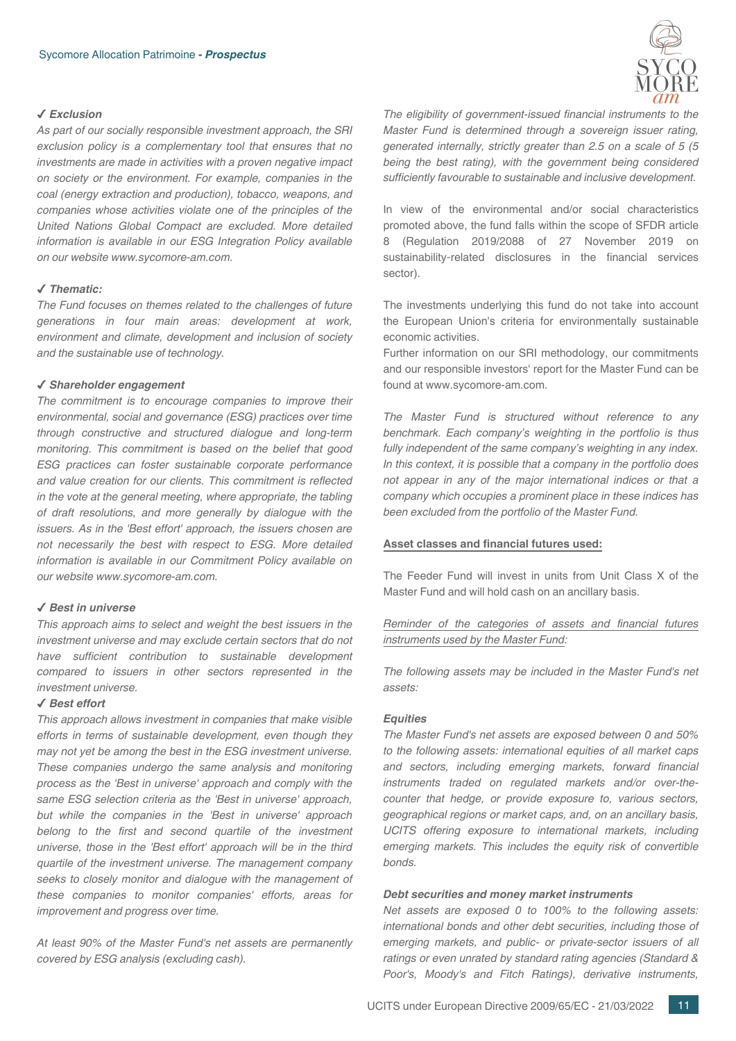✔ ***Exclusion***

*As part of our socially responsible investment approach, the SRI exclusion policy is a complementary tool that ensures that no investments are made in activities with a proven negative impact on society or the environment. For example, companies in the coal (energy extraction and production), tobacco, weapons, and companies whose activities violate one of the principles of the United Nations Global Compact are excluded. More detailed information is available in our ESG Integration Policy available on our website www.sycomore-am.com.*

✔ ***Thematic:***

*The Fund focuses on themes related to the challenges of future generations in four main areas: development at work, environment and climate, development and inclusion of society and the sustainable use of technology.*

✔ ***Shareholder engagement***

*The commitment is to encourage companies to improve their environmental, social and governance (ESG) practices over time through constructive and structured dialogue and long-term monitoring. This commitment is based on the belief that good ESG practices can foster sustainable corporate performance and value creation for our clients. This commitment is reflected in the vote at the general meeting, where appropriate, the tabling of draft resolutions, and more generally by dialogue with the issuers. As in the 'Best effort' approach, the issuers chosen are not necessarily the best with respect to ESG. More detailed information is available in our Commitment Policy available on our website www.sycomore-am.com.*

✔ ***Best in universe***

*This approach aims to select and weight the best issuers in the investment universe and may exclude certain sectors that do not have sufficient contribution to sustainable development compared to issuers in other sectors represented in the investment universe.*

✔ ***Best effort***

*This approach allows investment in companies that make visible efforts in terms of sustainable development, even though they may not yet be among the best in the ESG investment universe. These companies undergo the same analysis and monitoring process as the 'Best in universe' approach and comply with the same ESG selection criteria as the 'Best in universe' approach, but while the companies in the 'Best in universe' approach belong to the first and second quartile of the investment universe, those in the 'Best effort' approach will be in the third quartile of the investment universe. The management company seeks to closely monitor and dialogue with the management of these companies to monitor companies' efforts, areas for improvement and progress over time.*

*At least 90% of the Master Fund's net assets are permanently covered by ESG analysis (excluding cash).*

*The eligibility of government-issued financial instruments to the Master Fund is determined through a sovereign issuer rating, generated internally, strictly greater than 2.5 on a scale of 5 (5 being the best rating), with the government being considered sufficiently favourable to sustainable and inclusive development.*

In view of the environmental and/or social characteristics promoted above, the fund falls within the scope of SFDR article 8 (Regulation 2019/2088 of 27 November 2019 on sustainability-related disclosures in the financial services sector).

The investments underlying this fund do not take into account the European Union's criteria for environmentally sustainable economic activities.

Further information on our SRI methodology, our commitments and our responsible investors' report for the Master Fund can be found at www.sycomore-am.com.

*The Master Fund is structured without reference to any benchmark. Each company's weighting in the portfolio is thus fully independent of the same company's weighting in any index. In this context, it is possible that a company in the portfolio does not appear in any of the major international indices or that a company which occupies a prominent place in these indices has been excluded from the portfolio of the Master Fund.*

**Asset classes and financial futures used:**

The Feeder Fund will invest in units from Unit Class X of the Master Fund and will hold cash on an ancillary basis.

*Reminder of the categories of assets and financial futures instruments used by the Master Fund:*

*The following assets may be included in the Master Fund's net assets:*

***Equities***

*The Master Fund's net assets are exposed between 0 and 50% to the following assets: international equities of all market caps and sectors, including emerging markets, forward financial instruments traded on regulated markets and/or over-the-counter that hedge, or provide exposure to, various sectors, geographical regions or market caps, and, on an ancillary basis, UCITS offering exposure to international markets, including emerging markets. This includes the equity risk of convertible bonds.*

***Debt securities and money market instruments***

*Net assets are exposed 0 to 100% to the following assets: international bonds and other debt securities, including those of emerging markets, and public- or private-sector issuers of all ratings or even unrated by standard rating agencies (Standard & Poor's, Moody's and Fitch Ratings), derivative instruments,*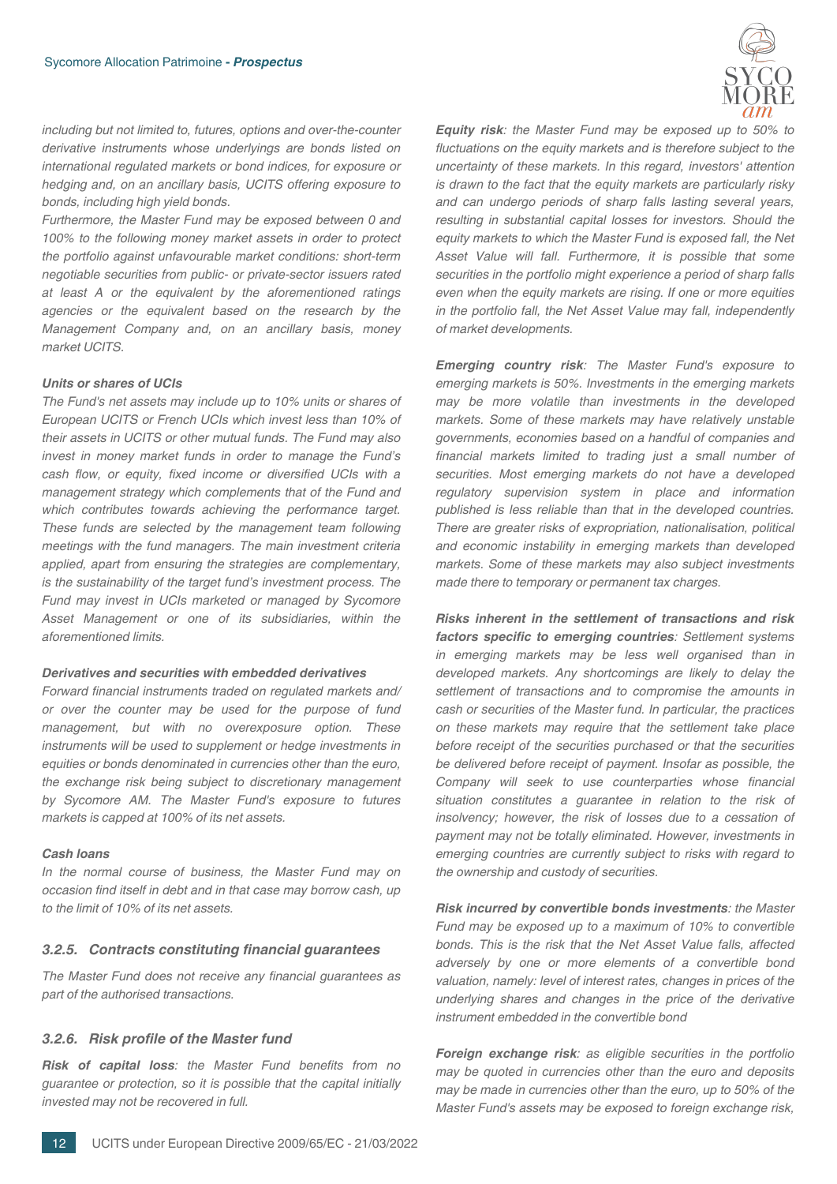*including but not limited to, futures, options and over-the-counter derivative instruments whose underlyings are bonds listed on international regulated markets or bond indices, for exposure or hedging and, on an ancillary basis, UCITS offering exposure to bonds, including high yield bonds.*

*Furthermore, the Master Fund may be exposed between 0 and 100% to the following money market assets in order to protect the portfolio against unfavourable market conditions: short-term negotiable securities from public- or private-sector issuers rated at least A or the equivalent by the aforementioned ratings agencies or the equivalent based on the research by the Management Company and, on an ancillary basis, money market UCITS.*

***Units or shares of UCIs***

*The Fund's net assets may include up to 10% units or shares of European UCITS or French UCIs which invest less than 10% of their assets in UCITS or other mutual funds. The Fund may also invest in money market funds in order to manage the Fund's cash flow, or equity, fixed income or diversified UCIs with a management strategy which complements that of the Fund and which contributes towards achieving the performance target. These funds are selected by the management team following meetings with the fund managers. The main investment criteria applied, apart from ensuring the strategies are complementary, is the sustainability of the target fund's investment process. The Fund may invest in UCIs marketed or managed by Sycomore Asset Management or one of its subsidiaries, within the aforementioned limits.*

***Derivatives and securities with embedded derivatives***

*Forward financial instruments traded on regulated markets and/or over the counter may be used for the purpose of fund management, but with no overexposure option. These instruments will be used to supplement or hedge investments in equities or bonds denominated in currencies other than the euro, the exchange risk being subject to discretionary management by Sycomore AM. The Master Fund's exposure to futures markets is capped at 100% of its net assets.*

***Cash loans***

*In the normal course of business, the Master Fund may on occasion find itself in debt and in that case may borrow cash, up to the limit of 10% of its net assets.*

### *3.2.5. Contracts constituting financial guarantees*

*The Master Fund does not receive any financial guarantees as part of the authorised transactions.*

### *3.2.6. Risk profile of the Master fund*

***Risk of capital loss**: the Master Fund benefits from no guarantee or protection, so it is possible that the capital initially invested may not be recovered in full.*

***Equity risk**: the Master Fund may be exposed up to 50% to fluctuations on the equity markets and is therefore subject to the uncertainty of these markets. In this regard, investors' attention is drawn to the fact that the equity markets are particularly risky and can undergo periods of sharp falls lasting several years, resulting in substantial capital losses for investors. Should the equity markets to which the Master Fund is exposed fall, the Net Asset Value will fall. Furthermore, it is possible that some securities in the portfolio might experience a period of sharp falls even when the equity markets are rising. If one or more equities in the portfolio fall, the Net Asset Value may fall, independently of market developments.*

***Emerging country risk**: The Master Fund's exposure to emerging markets is 50%. Investments in the emerging markets may be more volatile than investments in the developed markets. Some of these markets may have relatively unstable governments, economies based on a handful of companies and financial markets limited to trading just a small number of securities. Most emerging markets do not have a developed regulatory supervision system in place and information published is less reliable than that in the developed countries. There are greater risks of expropriation, nationalisation, political and economic instability in emerging markets than developed markets. Some of these markets may also subject investments made there to temporary or permanent tax charges.*

***Risks inherent in the settlement of transactions and risk factors specific to emerging countries**: Settlement systems in emerging markets may be less well organised than in developed markets. Any shortcomings are likely to delay the settlement of transactions and to compromise the amounts in cash or securities of the Master fund. In particular, the practices on these markets may require that the settlement take place before receipt of the securities purchased or that the securities be delivered before receipt of payment. Insofar as possible, the Company will seek to use counterparties whose financial situation constitutes a guarantee in relation to the risk of insolvency; however, the risk of losses due to a cessation of payment may not be totally eliminated. However, investments in emerging countries are currently subject to risks with regard to the ownership and custody of securities.*

***Risk incurred by convertible bonds investments**: the Master Fund may be exposed up to a maximum of 10% to convertible bonds. This is the risk that the Net Asset Value falls, affected adversely by one or more elements of a convertible bond valuation, namely: level of interest rates, changes in prices of the underlying shares and changes in the price of the derivative instrument embedded in the convertible bond*

***Foreign exchange risk**: as eligible securities in the portfolio may be quoted in currencies other than the euro and deposits may be made in currencies other than the euro, up to 50% of the Master Fund's assets may be exposed to foreign exchange risk,*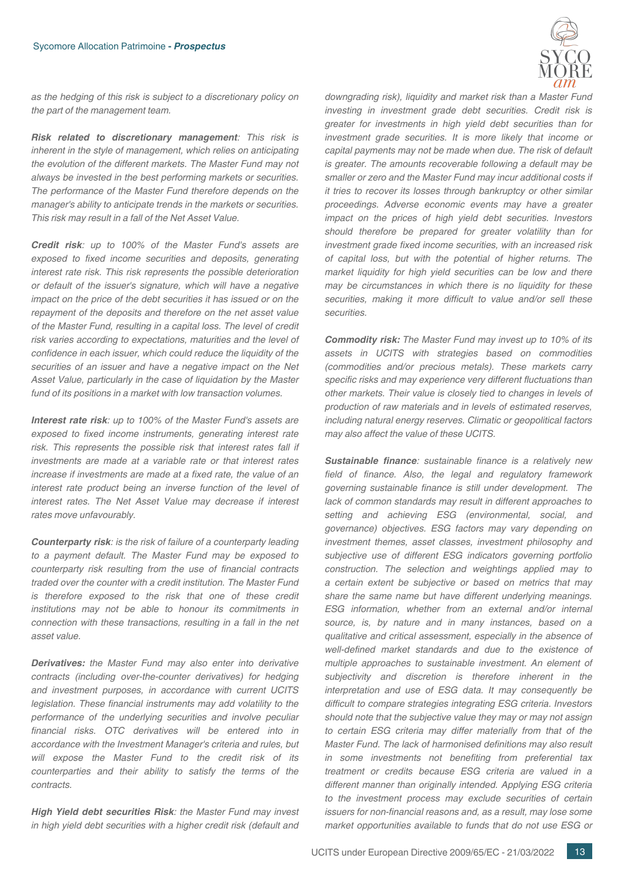*as the hedging of this risk is subject to a discretionary policy on the part of the management team.*

***Risk related to discretionary management****: This risk is inherent in the style of management, which relies on anticipating the evolution of the different markets. The Master Fund may not always be invested in the best performing markets or securities. The performance of the Master Fund therefore depends on the manager's ability to anticipate trends in the markets or securities. This risk may result in a fall of the Net Asset Value.*

***Credit risk****: up to 100% of the Master Fund's assets are exposed to fixed income securities and deposits, generating interest rate risk. This risk represents the possible deterioration or default of the issuer's signature, which will have a negative impact on the price of the debt securities it has issued or on the repayment of the deposits and therefore on the net asset value of the Master Fund, resulting in a capital loss. The level of credit risk varies according to expectations, maturities and the level of confidence in each issuer, which could reduce the liquidity of the securities of an issuer and have a negative impact on the Net Asset Value, particularly in the case of liquidation by the Master fund of its positions in a market with low transaction volumes.*

***Interest rate risk****: up to 100% of the Master Fund's assets are exposed to fixed income instruments, generating interest rate risk. This represents the possible risk that interest rates fall if investments are made at a variable rate or that interest rates increase if investments are made at a fixed rate, the value of an interest rate product being an inverse function of the level of interest rates. The Net Asset Value may decrease if interest rates move unfavourably.*

***Counterparty risk****: is the risk of failure of a counterparty leading to a payment default. The Master Fund may be exposed to counterparty risk resulting from the use of financial contracts traded over the counter with a credit institution. The Master Fund is therefore exposed to the risk that one of these credit institutions may not be able to honour its commitments in connection with these transactions, resulting in a fall in the net asset value.*

***Derivatives:*** *the Master Fund may also enter into derivative contracts (including over-the-counter derivatives) for hedging and investment purposes, in accordance with current UCITS legislation. These financial instruments may add volatility to the performance of the underlying securities and involve peculiar financial risks. OTC derivatives will be entered into in accordance with the Investment Manager's criteria and rules, but will expose the Master Fund to the credit risk of its counterparties and their ability to satisfy the terms of the contracts.*

***High Yield debt securities Risk****: the Master Fund may invest in high yield debt securities with a higher credit risk (default and downgrading risk), liquidity and market risk than a Master Fund investing in investment grade debt securities. Credit risk is greater for investments in high yield debt securities than for investment grade securities. It is more likely that income or capital payments may not be made when due. The risk of default is greater. The amounts recoverable following a default may be smaller or zero and the Master Fund may incur additional costs if it tries to recover its losses through bankruptcy or other similar proceedings. Adverse economic events may have a greater impact on the prices of high yield debt securities. Investors should therefore be prepared for greater volatility than for investment grade fixed income securities, with an increased risk of capital loss, but with the potential of higher returns. The market liquidity for high yield securities can be low and there may be circumstances in which there is no liquidity for these securities, making it more difficult to value and/or sell these securities.*

***Commodity risk:*** *The Master Fund may invest up to 10% of its assets in UCITS with strategies based on commodities (commodities and/or precious metals). These markets carry specific risks and may experience very different fluctuations than other markets. Their value is closely tied to changes in levels of production of raw materials and in levels of estimated reserves, including natural energy reserves. Climatic or geopolitical factors may also affect the value of these UCITS.*

***Sustainable finance****: sustainable finance is a relatively new field of finance. Also, the legal and regulatory framework governing sustainable finance is still under development. The lack of common standards may result in different approaches to setting and achieving ESG (environmental, social, and governance) objectives. ESG factors may vary depending on investment themes, asset classes, investment philosophy and subjective use of different ESG indicators governing portfolio construction. The selection and weightings applied may to a certain extent be subjective or based on metrics that may share the same name but have different underlying meanings. ESG information, whether from an external and/or internal source, is, by nature and in many instances, based on a qualitative and critical assessment, especially in the absence of well-defined market standards and due to the existence of multiple approaches to sustainable investment. An element of subjectivity and discretion is therefore inherent in the interpretation and use of ESG data. It may consequently be difficult to compare strategies integrating ESG criteria. Investors should note that the subjective value they may or may not assign to certain ESG criteria may differ materially from that of the Master Fund. The lack of harmonised definitions may also result in some investments not benefiting from preferential tax treatment or credits because ESG criteria are valued in a different manner than originally intended. Applying ESG criteria to the investment process may exclude securities of certain issuers for non-financial reasons and, as a result, may lose some market opportunities available to funds that do not use ESG or*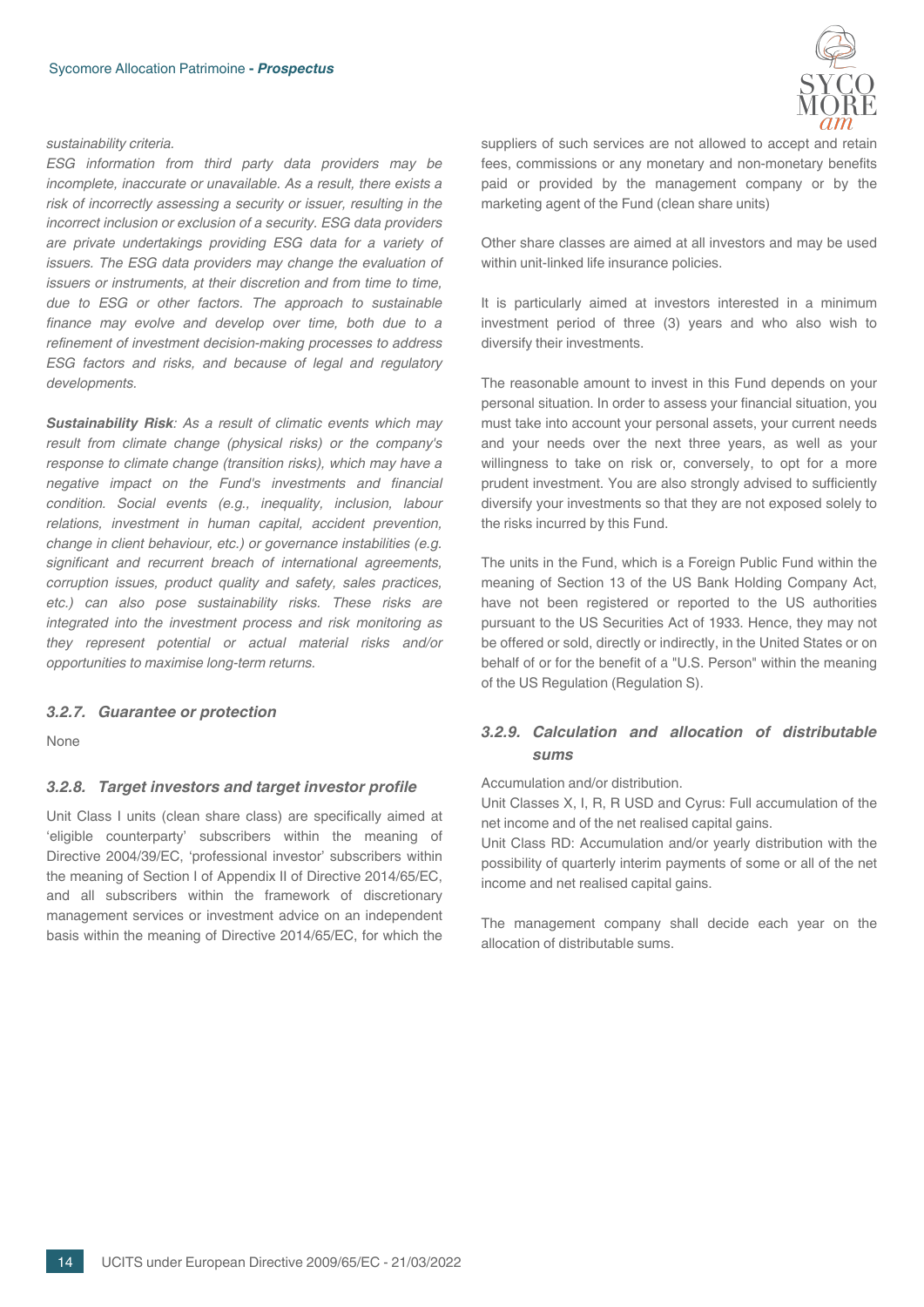*sustainability criteria.*

*ESG information from third party data providers may be incomplete, inaccurate or unavailable. As a result, there exists a risk of incorrectly assessing a security or issuer, resulting in the incorrect inclusion or exclusion of a security. ESG data providers are private undertakings providing ESG data for a variety of issuers. The ESG data providers may change the evaluation of issuers or instruments, at their discretion and from time to time, due to ESG or other factors. The approach to sustainable finance may evolve and develop over time, both due to a refinement of investment decision-making processes to address ESG factors and risks, and because of legal and regulatory developments.*

***Sustainability Risk**: As a result of climatic events which may result from climate change (physical risks) or the company's response to climate change (transition risks), which may have a negative impact on the Fund's investments and financial condition. Social events (e.g., inequality, inclusion, labour relations, investment in human capital, accident prevention, change in client behaviour, etc.) or governance instabilities (e.g. significant and recurrent breach of international agreements, corruption issues, product quality and safety, sales practices, etc.) can also pose sustainability risks. These risks are integrated into the investment process and risk monitoring as they represent potential or actual material risks and/or opportunities to maximise long-term returns.*

### 3.2.7. Guarantee or protection

None

### 3.2.8. Target investors and target investor profile

Unit Class I units (clean share class) are specifically aimed at 'eligible counterparty' subscribers within the meaning of Directive 2004/39/EC, 'professional investor' subscribers within the meaning of Section I of Appendix II of Directive 2014/65/EC, and all subscribers within the framework of discretionary management services or investment advice on an independent basis within the meaning of Directive 2014/65/EC, for which the suppliers of such services are not allowed to accept and retain fees, commissions or any monetary and non-monetary benefits paid or provided by the management company or by the marketing agent of the Fund (clean share units)

Other share classes are aimed at all investors and may be used within unit-linked life insurance policies.

It is particularly aimed at investors interested in a minimum investment period of three (3) years and who also wish to diversify their investments.

The reasonable amount to invest in this Fund depends on your personal situation. In order to assess your financial situation, you must take into account your personal assets, your current needs and your needs over the next three years, as well as your willingness to take on risk or, conversely, to opt for a more prudent investment. You are also strongly advised to sufficiently diversify your investments so that they are not exposed solely to the risks incurred by this Fund.

The units in the Fund, which is a Foreign Public Fund within the meaning of Section 13 of the US Bank Holding Company Act, have not been registered or reported to the US authorities pursuant to the US Securities Act of 1933. Hence, they may not be offered or sold, directly or indirectly, in the United States or on behalf of or for the benefit of a "U.S. Person" within the meaning of the US Regulation (Regulation S).

### 3.2.9. Calculation and allocation of distributable sums

Accumulation and/or distribution.

Unit Classes X, I, R, R USD and Cyrus: Full accumulation of the net income and of the net realised capital gains.

Unit Class RD: Accumulation and/or yearly distribution with the possibility of quarterly interim payments of some or all of the net income and net realised capital gains.

The management company shall decide each year on the allocation of distributable sums.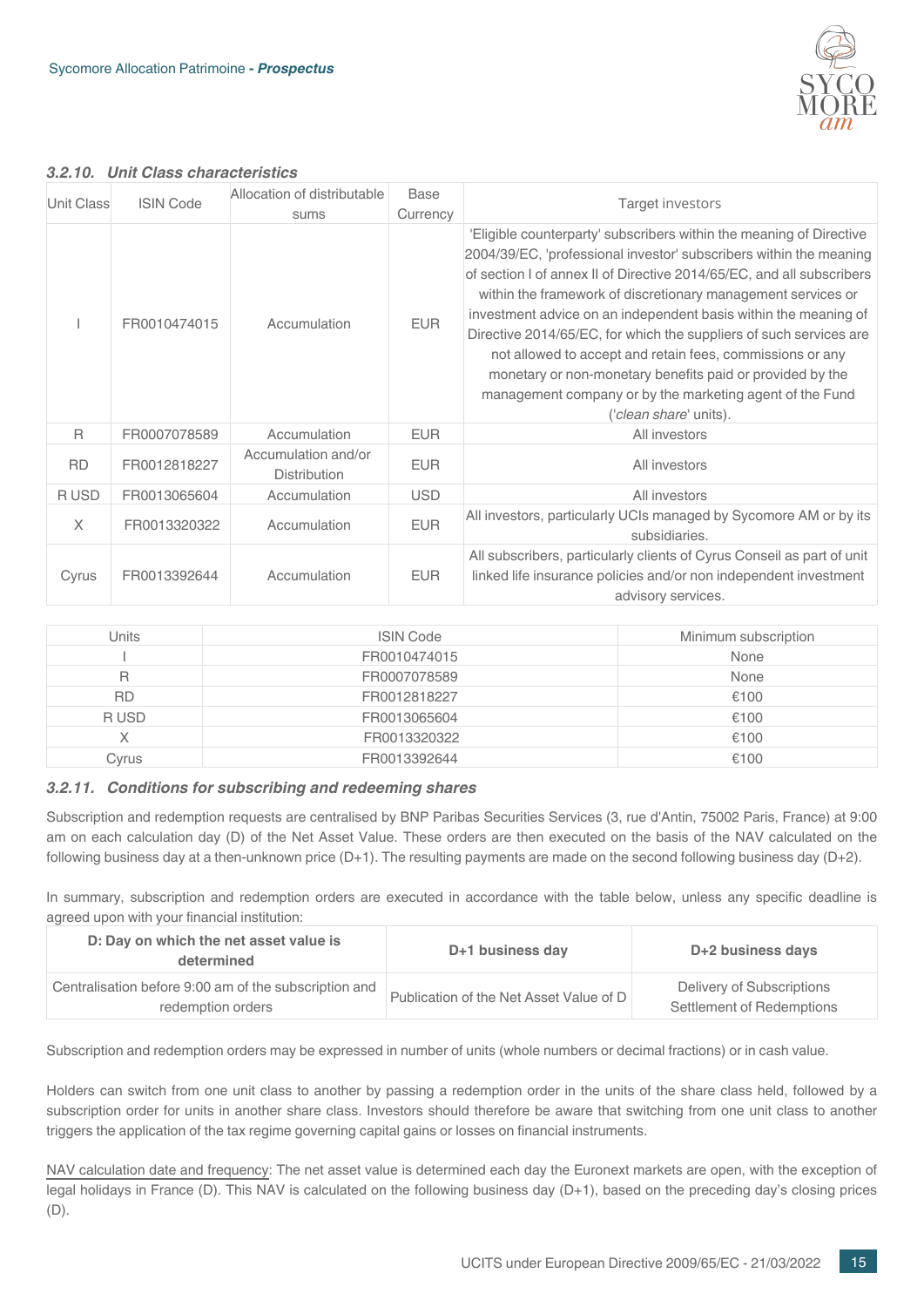#### *3.2.10. Unit Class characteristics*

| Unit Class | ISIN Code | Allocation of distributable sums | Base Currency | Target investors |
|---|---|---|---|---|
| I | FR0010474015 | Accumulation | EUR | 'Eligible counterparty' subscribers within the meaning of Directive 2004/39/EC, 'professional investor' subscribers within the meaning of section I of annex II of Directive 2014/65/EC, and all subscribers within the framework of discretionary management services or investment advice on an independent basis within the meaning of Directive 2014/65/EC, for which the suppliers of such services are not allowed to accept and retain fees, commissions or any monetary or non-monetary benefits paid or provided by the management company or by the marketing agent of the Fund ('*clean share*' units). |
| R | FR0007078589 | Accumulation | EUR | All investors |
| RD | FR0012818227 | Accumulation and/or Distribution | EUR | All investors |
| R USD | FR0013065604 | Accumulation | USD | All investors |
| X | FR0013320322 | Accumulation | EUR | All investors, particularly UCIs managed by Sycomore AM or by its subsidiaries. |
| Cyrus | FR0013392644 | Accumulation | EUR | All subscribers, particularly clients of Cyrus Conseil as part of unit linked life insurance policies and/or non independent investment advisory services. |

| Units | ISIN Code | Minimum subscription |
|---|---|---|
| I | FR0010474015 | None |
| R | FR0007078589 | None |
| RD | FR0012818227 | €100 |
| R USD | FR0013065604 | €100 |
| X | FR0013320322 | €100 |
| Cyrus | FR0013392644 | €100 |

#### *3.2.11. Conditions for subscribing and redeeming shares*

Subscription and redemption requests are centralised by BNP Paribas Securities Services (3, rue d'Antin, 75002 Paris, France) at 9:00 am on each calculation day (D) of the Net Asset Value. These orders are then executed on the basis of the NAV calculated on the following business day at a then-unknown price (D+1). The resulting payments are made on the second following business day (D+2).

In summary, subscription and redemption orders are executed in accordance with the table below, unless any specific deadline is agreed upon with your financial institution:

| D: Day on which the net asset value is determined | D+1 business day | D+2 business days |
|---|---|---|
| Centralisation before 9:00 am of the subscription and redemption orders | Publication of the Net Asset Value of D | Delivery of Subscriptions<br>Settlement of Redemptions |

Subscription and redemption orders may be expressed in number of units (whole numbers or decimal fractions) or in cash value.

Holders can switch from one unit class to another by passing a redemption order in the units of the share class held, followed by a subscription order for units in another share class. Investors should therefore be aware that switching from one unit class to another triggers the application of the tax regime governing capital gains or losses on financial instruments.

NAV calculation date and frequency: The net asset value is determined each day the Euronext markets are open, with the exception of legal holidays in France (D). This NAV is calculated on the following business day (D+1), based on the preceding day's closing prices (D).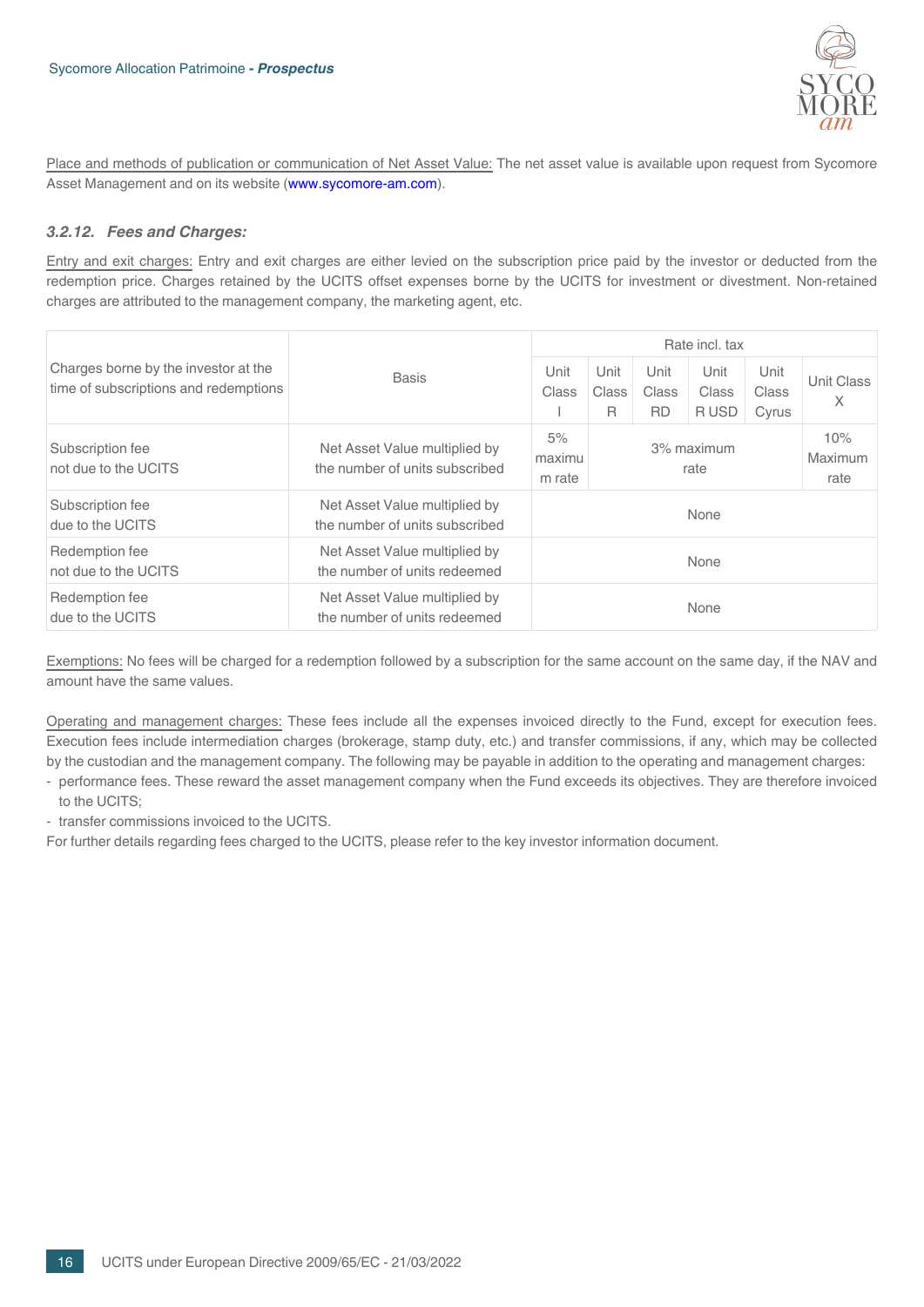<u>Place and methods of publication or communication of Net Asset Value:</u> The net asset value is available upon request from Sycomore Asset Management and on its website (www.sycomore-am.com).

### *3.2.12. Fees and Charges:*

<u>Entry and exit charges:</u> Entry and exit charges are either levied on the subscription price paid by the investor or deducted from the redemption price. Charges retained by the UCITS offset expenses borne by the UCITS for investment or divestment. Non-retained charges are attributed to the management company, the marketing agent, etc.

| Charges borne by the investor at the time of subscriptions and redemptions | Basis | Rate incl. tax | | | | | |
|---|---|---|---|---|---|---|---|
| | | Unit Class I | Unit Class R | Unit Class RD | Unit Class R USD | Unit Class Cyrus | Unit Class X |
| Subscription fee not due to the UCITS | Net Asset Value multiplied by the number of units subscribed | 5% maximum rate | 3% maximum rate | | | | 10% Maximum rate |
| Subscription fee due to the UCITS | Net Asset Value multiplied by the number of units subscribed | None | | | | | |
| Redemption fee not due to the UCITS | Net Asset Value multiplied by the number of units redeemed | None | | | | | |
| Redemption fee due to the UCITS | Net Asset Value multiplied by the number of units redeemed | None | | | | | |

<u>Exemptions:</u> No fees will be charged for a redemption followed by a subscription for the same account on the same day, if the NAV and amount have the same values.

<u>Operating and management charges:</u> These fees include all the expenses invoiced directly to the Fund, except for execution fees. Execution fees include intermediation charges (brokerage, stamp duty, etc.) and transfer commissions, if any, which may be collected by the custodian and the management company. The following may be payable in addition to the operating and management charges:

- performance fees. These reward the asset management company when the Fund exceeds its objectives. They are therefore invoiced to the UCITS;
- transfer commissions invoiced to the UCITS.

For further details regarding fees charged to the UCITS, please refer to the key investor information document.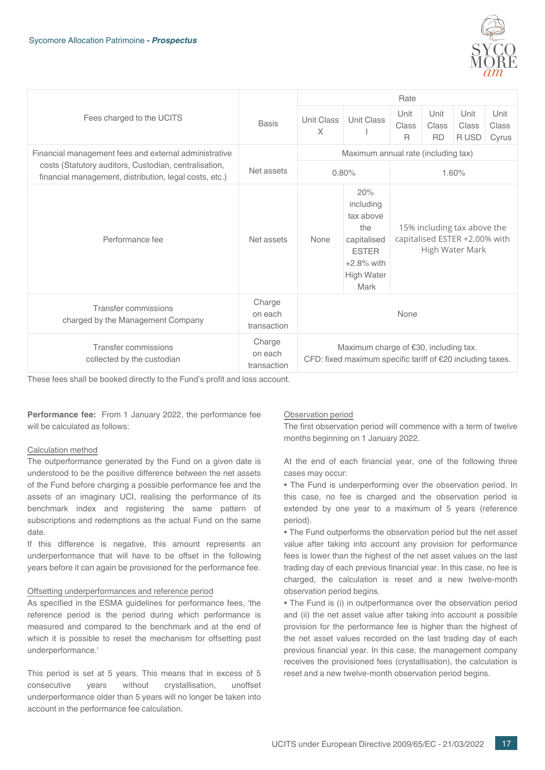| Fees charged to the UCITS | Basis | Rate | | | | | |
|---|---|---|---|---|---|---|---|
| | | Unit Class X | Unit Class I | Unit Class R | Unit Class RD | Unit Class R USD | Unit Class Cyrus |
| Financial management fees and external administrative costs (Statutory auditors, Custodian, centralisation, financial management, distribution, legal costs, etc.) | Net assets | Maximum annual rate (including tax) | | | | | |
| | | 0.80% | | 1.60% | | | |
| Performance fee | Net assets | None | 20% including tax above the capitalised ESTER +2.8% with High Water Mark | 15% including tax above the capitalised ESTER +2.00% with High Water Mark | | | |
| Transfer commissions charged by the Management Company | Charge on each transaction | None | | | | | |
| Transfer commissions collected by the custodian | Charge on each transaction | Maximum charge of €30, including tax. CFD: fixed maximum specific tariff of €20 including taxes. | | | | | |

These fees shall be booked directly to the Fund's profit and loss account.

**Performance fee:** From 1 January 2022, the performance fee will be calculated as follows:

Calculation method

The outperformance generated by the Fund on a given date is understood to be the positive difference between the net assets of the Fund before charging a possible performance fee and the assets of an imaginary UCI, realising the performance of its benchmark index and registering the same pattern of subscriptions and redemptions as the actual Fund on the same date.

If this difference is negative, this amount represents an underperformance that will have to be offset in the following years before it can again be provisioned for the performance fee.

Offsetting underperformances and reference period

As specified in the ESMA guidelines for performance fees, 'the reference period is the period during which performance is measured and compared to the benchmark and at the end of which it is possible to reset the mechanism for offsetting past underperformance.'

This period is set at 5 years. This means that in excess of 5 consecutive years without crystallisation, unoffset underperformance older than 5 years will no longer be taken into account in the performance fee calculation.

Observation period

The first observation period will commence with a term of twelve months beginning on 1 January 2022.

At the end of each financial year, one of the following three cases may occur:

• The Fund is underperforming over the observation period. In this case, no fee is charged and the observation period is extended by one year to a maximum of 5 years (reference period).

• The Fund outperforms the observation period but the net asset value after taking into account any provision for performance fees is lower than the highest of the net asset values on the last trading day of each previous financial year. In this case, no fee is charged, the calculation is reset and a new twelve-month observation period begins.

• The Fund is (i) in outperformance over the observation period and (ii) the net asset value after taking into account a possible provision for the performance fee is higher than the highest of the net asset values recorded on the last trading day of each previous financial year. In this case, the management company receives the provisioned fees (crystallisation), the calculation is reset and a new twelve-month observation period begins.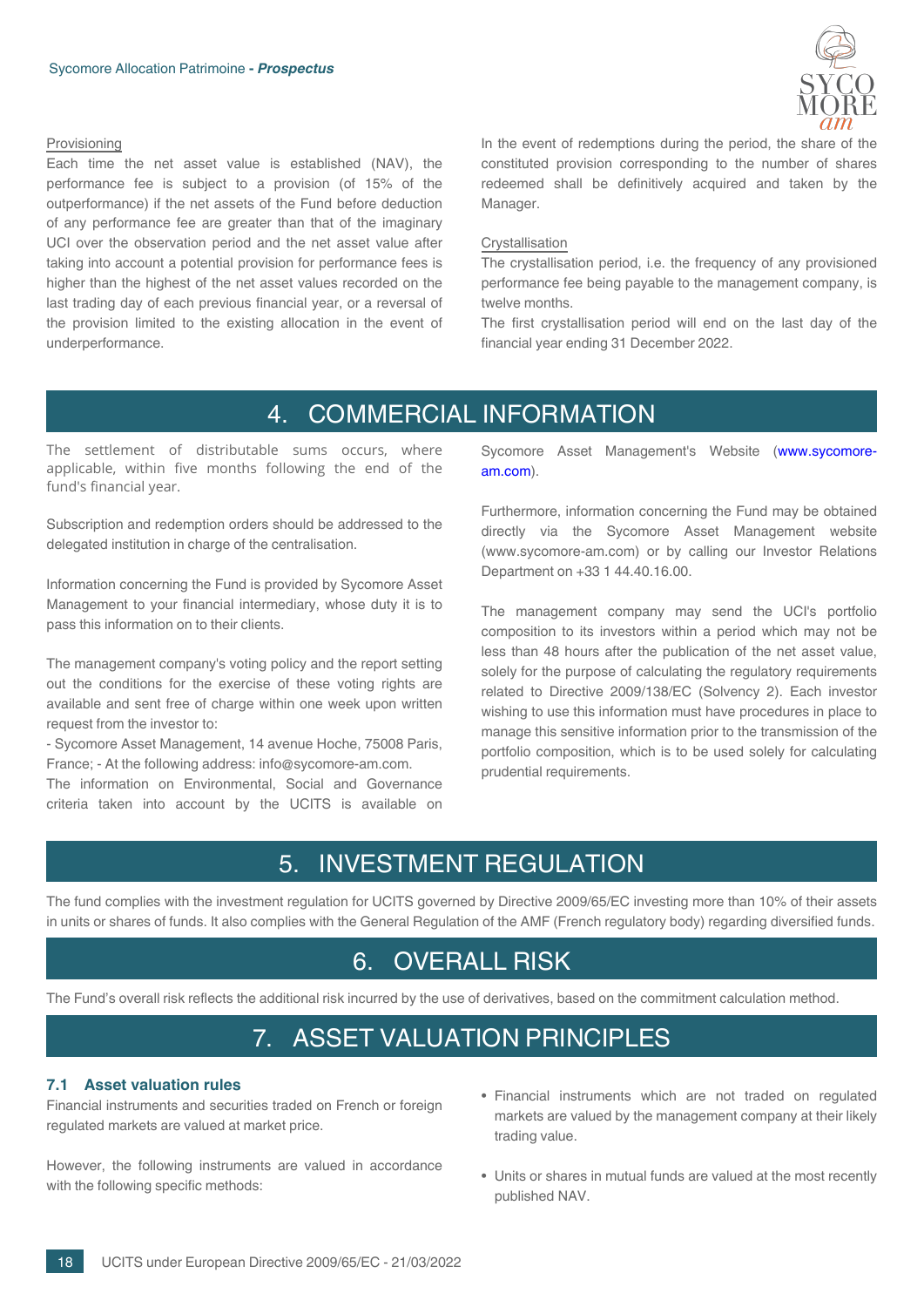Provisioning

Each time the net asset value is established (NAV), the performance fee is subject to a provision (of 15% of the outperformance) if the net assets of the Fund before deduction of any performance fee are greater than that of the imaginary UCI over the observation period and the net asset value after taking into account a potential provision for performance fees is higher than the highest of the net asset values recorded on the last trading day of each previous financial year, or a reversal of the provision limited to the existing allocation in the event of underperformance.

In the event of redemptions during the period, the share of the constituted provision corresponding to the number of shares redeemed shall be definitively acquired and taken by the Manager.

Crystallisation

The crystallisation period, i.e. the frequency of any provisioned performance fee being payable to the management company, is twelve months.

The first crystallisation period will end on the last day of the financial year ending 31 December 2022.

# 4. COMMERCIAL INFORMATION

The settlement of distributable sums occurs, where applicable, within five months following the end of the fund's financial year.

Subscription and redemption orders should be addressed to the delegated institution in charge of the centralisation.

Information concerning the Fund is provided by Sycomore Asset Management to your financial intermediary, whose duty it is to pass this information on to their clients.

The management company's voting policy and the report setting out the conditions for the exercise of these voting rights are available and sent free of charge within one week upon written request from the investor to:

- Sycomore Asset Management, 14 avenue Hoche, 75008 Paris, France; - At the following address: info@sycomore-am.com.

The information on Environmental, Social and Governance criteria taken into account by the UCITS is available on Sycomore Asset Management's Website (www.sycomore-am.com).

Furthermore, information concerning the Fund may be obtained directly via the Sycomore Asset Management website (www.sycomore-am.com) or by calling our Investor Relations Department on +33 1 44.40.16.00.

The management company may send the UCI's portfolio composition to its investors within a period which may not be less than 48 hours after the publication of the net asset value, solely for the purpose of calculating the regulatory requirements related to Directive 2009/138/EC (Solvency 2). Each investor wishing to use this information must have procedures in place to manage this sensitive information prior to the transmission of the portfolio composition, which is to be used solely for calculating prudential requirements.

# 5. INVESTMENT REGULATION

The fund complies with the investment regulation for UCITS governed by Directive 2009/65/EC investing more than 10% of their assets in units or shares of funds. It also complies with the General Regulation of the AMF (French regulatory body) regarding diversified funds.

# 6. OVERALL RISK

The Fund's overall risk reflects the additional risk incurred by the use of derivatives, based on the commitment calculation method.

# 7. ASSET VALUATION PRINCIPLES

## 7.1 Asset valuation rules

Financial instruments and securities traded on French or foreign regulated markets are valued at market price.

However, the following instruments are valued in accordance with the following specific methods:

- Financial instruments which are not traded on regulated markets are valued by the management company at their likely trading value.
- Units or shares in mutual funds are valued at the most recently published NAV.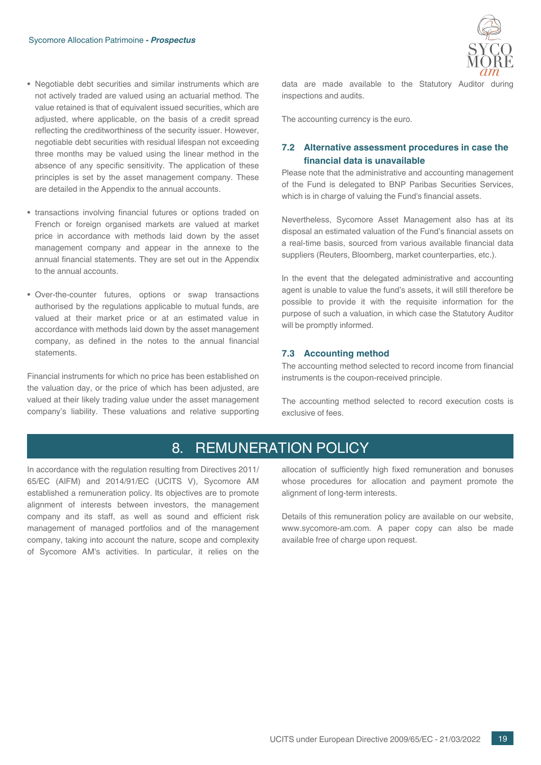- Negotiable debt securities and similar instruments which are not actively traded are valued using an actuarial method. The value retained is that of equivalent issued securities, which are adjusted, where applicable, on the basis of a credit spread reflecting the creditworthiness of the security issuer. However, negotiable debt securities with residual lifespan not exceeding three months may be valued using the linear method in the absence of any specific sensitivity. The application of these principles is set by the asset management company. These are detailed in the Appendix to the annual accounts.

- transactions involving financial futures or options traded on French or foreign organised markets are valued at market price in accordance with methods laid down by the asset management company and appear in the annexe to the annual financial statements. They are set out in the Appendix to the annual accounts.

- Over-the-counter futures, options or swap transactions authorised by the regulations applicable to mutual funds, are valued at their market price or at an estimated value in accordance with methods laid down by the asset management company, as defined in the notes to the annual financial statements.

Financial instruments for which no price has been established on the valuation day, or the price of which has been adjusted, are valued at their likely trading value under the asset management company's liability. These valuations and relative supporting data are made available to the Statutory Auditor during inspections and audits.

The accounting currency is the euro.

### 7.2 Alternative assessment procedures in case the financial data is unavailable

Please note that the administrative and accounting management of the Fund is delegated to BNP Paribas Securities Services, which is in charge of valuing the Fund's financial assets.

Nevertheless, Sycomore Asset Management also has at its disposal an estimated valuation of the Fund's financial assets on a real-time basis, sourced from various available financial data suppliers (Reuters, Bloomberg, market counterparties, etc.).

In the event that the delegated administrative and accounting agent is unable to value the fund's assets, it will still therefore be possible to provide it with the requisite information for the purpose of such a valuation, in which case the Statutory Auditor will be promptly informed.

### 7.3 Accounting method

The accounting method selected to record income from financial instruments is the coupon-received principle.

The accounting method selected to record execution costs is exclusive of fees.

## 8. REMUNERATION POLICY

In accordance with the regulation resulting from Directives 2011/65/EC (AIFM) and 2014/91/EC (UCITS V), Sycomore AM established a remuneration policy. Its objectives are to promote alignment of interests between investors, the management company and its staff, as well as sound and efficient risk management of managed portfolios and of the management company, taking into account the nature, scope and complexity of Sycomore AM's activities. In particular, it relies on the allocation of sufficiently high fixed remuneration and bonuses whose procedures for allocation and payment promote the alignment of long-term interests.

Details of this remuneration policy are available on our website, www.sycomore-am.com. A paper copy can also be made available free of charge upon request.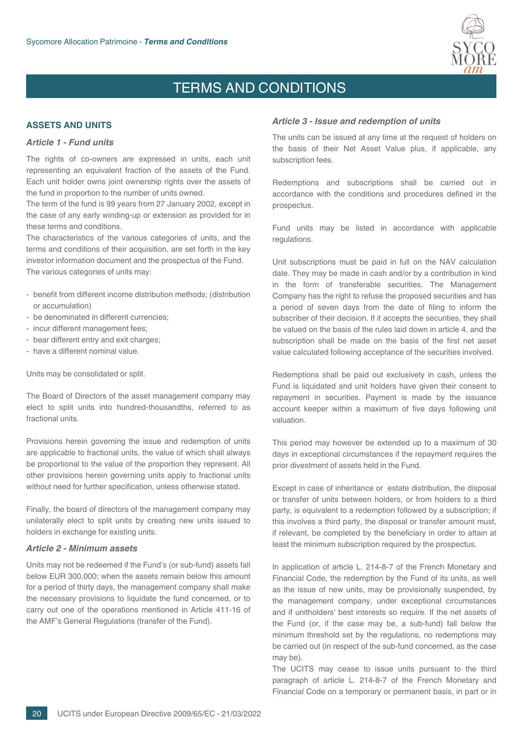# TERMS AND CONDITIONS

## ASSETS AND UNITS

### *Article 1 - Fund units*

The rights of co-owners are expressed in units, each unit representing an equivalent fraction of the assets of the Fund. Each unit holder owns joint ownership rights over the assets of the fund in proportion to the number of units owned.
The term of the fund is 99 years from 27 January 2002, except in the case of any early winding-up or extension as provided for in these terms and conditions.
The characteristics of the various categories of units, and the terms and conditions of their acquisition, are set forth in the key investor information document and the prospectus of the Fund.
The various categories of units may:

- benefit from different income distribution methods; (distribution or accumulation)
- be denominated in different currencies;
- incur different management fees;
- bear different entry and exit charges;
- have a different nominal value.

Units may be consolidated or split.

The Board of Directors of the asset management company may elect to split units into hundred-thousandths, referred to as fractional units.

Provisions herein governing the issue and redemption of units are applicable to fractional units, the value of which shall always be proportional to the value of the proportion they represent. All other provisions herein governing units apply to fractional units without need for further specification, unless otherwise stated.

Finally, the board of directors of the management company may unilaterally elect to split units by creating new units issued to holders in exchange for existing units.

### *Article 2 - Minimum assets*

Units may not be redeemed if the Fund's (or sub-fund) assets fall below EUR 300,000; when the assets remain below this amount for a period of thirty days, the management company shall make the necessary provisions to liquidate the fund concerned, or to carry out one of the operations mentioned in Article 411-16 of the AMF's General Regulations (transfer of the Fund).

### *Article 3 - Issue and redemption of units*

The units can be issued at any time at the request of holders on the basis of their Net Asset Value plus, if applicable, any subscription fees.

Redemptions and subscriptions shall be carried out in accordance with the conditions and procedures defined in the prospectus.

Fund units may be listed in accordance with applicable regulations.

Unit subscriptions must be paid in full on the NAV calculation date. They may be made in cash and/or by a contribution in kind in the form of transferable securities. The Management Company has the right to refuse the proposed securities and has a period of seven days from the date of filing to inform the subscriber of their decision. If it accepts the securities, they shall be valued on the basis of the rules laid down in article 4, and the subscription shall be made on the basis of the first net asset value calculated following acceptance of the securities involved.

Redemptions shall be paid out exclusively in cash, unless the Fund is liquidated and unit holders have given their consent to repayment in securities. Payment is made by the issuance account keeper within a maximum of five days following unit valuation.

This period may however be extended up to a maximum of 30 days in exceptional circumstances if the repayment requires the prior divestment of assets held in the Fund.

Except in case of inheritance or estate distribution, the disposal or transfer of units between holders, or from holders to a third party, is equivalent to a redemption followed by a subscription; if this involves a third party, the disposal or transfer amount must, if relevant, be completed by the beneficiary in order to attain at least the minimum subscription required by the prospectus.

In application of article L. 214-8-7 of the French Monetary and Financial Code, the redemption by the Fund of its units, as well as the issue of new units, may be provisionally suspended, by the management company, under exceptional circumstances and if unitholders' best interests so require. If the net assets of the Fund (or, if the case may be, a sub-fund) fall below the minimum threshold set by the regulations, no redemptions may be carried out (in respect of the sub-fund concerned, as the case may be).
The UCITS may cease to issue units pursuant to the third paragraph of article L. 214-8-7 of the French Monetary and Financial Code on a temporary or permanent basis, in part or in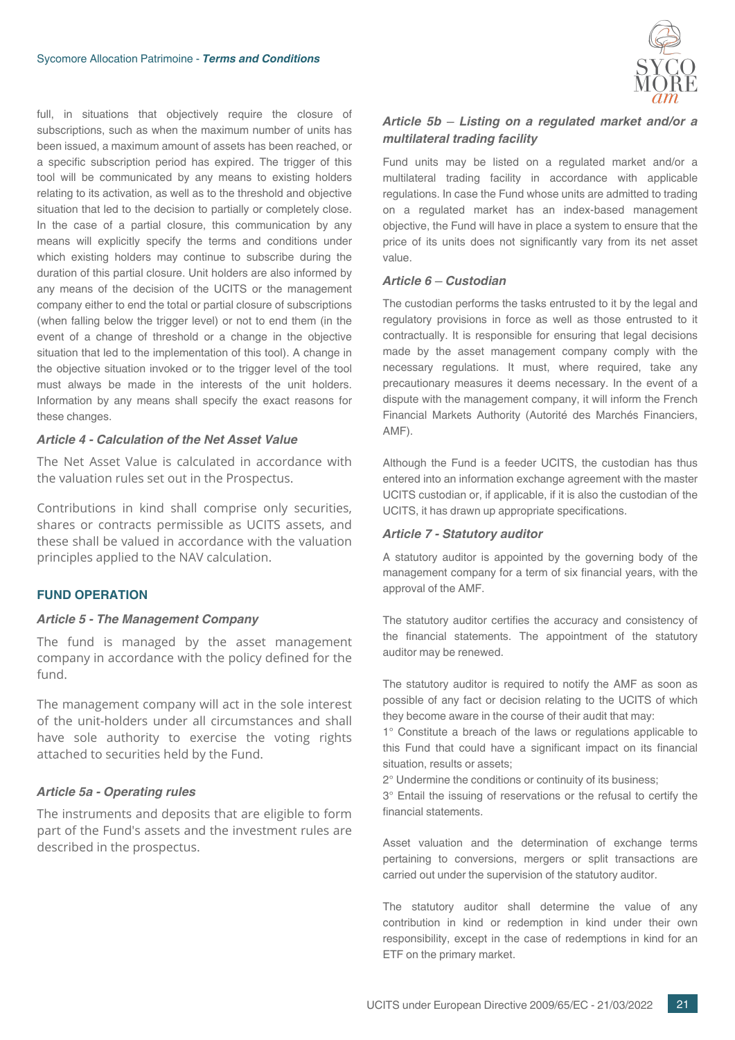full, in situations that objectively require the closure of subscriptions, such as when the maximum number of units has been issued, a maximum amount of assets has been reached, or a specific subscription period has expired. The trigger of this tool will be communicated by any means to existing holders relating to its activation, as well as to the threshold and objective situation that led to the decision to partially or completely close. In the case of a partial closure, this communication by any means will explicitly specify the terms and conditions under which existing holders may continue to subscribe during the duration of this partial closure. Unit holders are also informed by any means of the decision of the UCITS or the management company either to end the total or partial closure of subscriptions (when falling below the trigger level) or not to end them (in the event of a change of threshold or a change in the objective situation that led to the implementation of this tool). A change in the objective situation invoked or to the trigger level of the tool must always be made in the interests of the unit holders. Information by any means shall specify the exact reasons for these changes.

### *Article 4 - Calculation of the Net Asset Value*

The Net Asset Value is calculated in accordance with the valuation rules set out in the Prospectus.

Contributions in kind shall comprise only securities, shares or contracts permissible as UCITS assets, and these shall be valued in accordance with the valuation principles applied to the NAV calculation.

## FUND OPERATION

### *Article 5 - The Management Company*

The fund is managed by the asset management company in accordance with the policy defined for the fund.

The management company will act in the sole interest of the unit-holders under all circumstances and shall have sole authority to exercise the voting rights attached to securities held by the Fund.

### *Article 5a - Operating rules*

The instruments and deposits that are eligible to form part of the Fund's assets and the investment rules are described in the prospectus.

### *Article 5b – Listing on a regulated market and/or a multilateral trading facility*

Fund units may be listed on a regulated market and/or a multilateral trading facility in accordance with applicable regulations. In case the Fund whose units are admitted to trading on a regulated market has an index-based management objective, the Fund will have in place a system to ensure that the price of its units does not significantly vary from its net asset value.

### *Article 6 – Custodian*

The custodian performs the tasks entrusted to it by the legal and regulatory provisions in force as well as those entrusted to it contractually. It is responsible for ensuring that legal decisions made by the asset management company comply with the necessary regulations. It must, where required, take any precautionary measures it deems necessary. In the event of a dispute with the management company, it will inform the French Financial Markets Authority (Autorité des Marchés Financiers, AMF).

Although the Fund is a feeder UCITS, the custodian has thus entered into an information exchange agreement with the master UCITS custodian or, if applicable, if it is also the custodian of the UCITS, it has drawn up appropriate specifications.

### *Article 7 - Statutory auditor*

A statutory auditor is appointed by the governing body of the management company for a term of six financial years, with the approval of the AMF.

The statutory auditor certifies the accuracy and consistency of the financial statements. The appointment of the statutory auditor may be renewed.

The statutory auditor is required to notify the AMF as soon as possible of any fact or decision relating to the UCITS of which they become aware in the course of their audit that may:

1° Constitute a breach of the laws or regulations applicable to this Fund that could have a significant impact on its financial situation, results or assets;

2° Undermine the conditions or continuity of its business;

3° Entail the issuing of reservations or the refusal to certify the financial statements.

Asset valuation and the determination of exchange terms pertaining to conversions, mergers or split transactions are carried out under the supervision of the statutory auditor.

The statutory auditor shall determine the value of any contribution in kind or redemption in kind under their own responsibility, except in the case of redemptions in kind for an ETF on the primary market.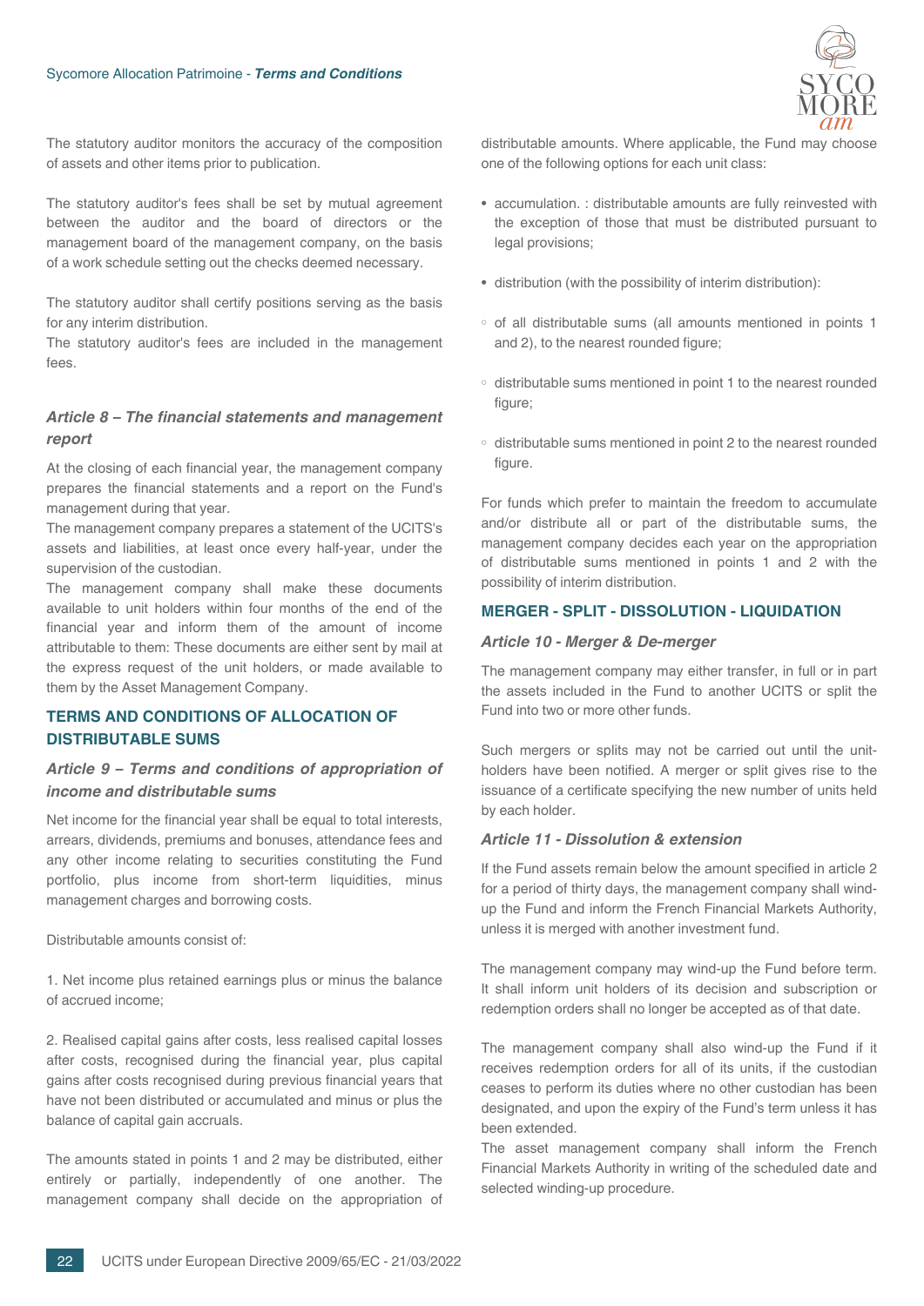The statutory auditor monitors the accuracy of the composition of assets and other items prior to publication.

The statutory auditor's fees shall be set by mutual agreement between the auditor and the board of directors or the management board of the management company, on the basis of a work schedule setting out the checks deemed necessary.

The statutory auditor shall certify positions serving as the basis for any interim distribution.
The statutory auditor's fees are included in the management fees.

### *Article 8 – The financial statements and management report*

At the closing of each financial year, the management company prepares the financial statements and a report on the Fund's management during that year.
The management company prepares a statement of the UCITS's assets and liabilities, at least once every half-year, under the supervision of the custodian.
The management company shall make these documents available to unit holders within four months of the end of the financial year and inform them of the amount of income attributable to them: These documents are either sent by mail at the express request of the unit holders, or made available to them by the Asset Management Company.

## TERMS AND CONDITIONS OF ALLOCATION OF DISTRIBUTABLE SUMS

### *Article 9 – Terms and conditions of appropriation of income and distributable sums*

Net income for the financial year shall be equal to total interests, arrears, dividends, premiums and bonuses, attendance fees and any other income relating to securities constituting the Fund portfolio, plus income from short-term liquidities, minus management charges and borrowing costs.

Distributable amounts consist of:

1. Net income plus retained earnings plus or minus the balance of accrued income;

2. Realised capital gains after costs, less realised capital losses after costs, recognised during the financial year, plus capital gains after costs recognised during previous financial years that have not been distributed or accumulated and minus or plus the balance of capital gain accruals.

The amounts stated in points 1 and 2 may be distributed, either entirely or partially, independently of one another. The management company shall decide on the appropriation of distributable amounts. Where applicable, the Fund may choose one of the following options for each unit class:

- accumulation. : distributable amounts are fully reinvested with the exception of those that must be distributed pursuant to legal provisions;
- distribution (with the possibility of interim distribution):
  - of all distributable sums (all amounts mentioned in points 1 and 2), to the nearest rounded figure;
  - distributable sums mentioned in point 1 to the nearest rounded figure;
  - distributable sums mentioned in point 2 to the nearest rounded figure.

For funds which prefer to maintain the freedom to accumulate and/or distribute all or part of the distributable sums, the management company decides each year on the appropriation of distributable sums mentioned in points 1 and 2 with the possibility of interim distribution.

## MERGER - SPLIT - DISSOLUTION - LIQUIDATION

### *Article 10 - Merger & De-merger*

The management company may either transfer, in full or in part the assets included in the Fund to another UCITS or split the Fund into two or more other funds.

Such mergers or splits may not be carried out until the unit-holders have been notified. A merger or split gives rise to the issuance of a certificate specifying the new number of units held by each holder.

### *Article 11 - Dissolution & extension*

If the Fund assets remain below the amount specified in article 2 for a period of thirty days, the management company shall wind-up the Fund and inform the French Financial Markets Authority, unless it is merged with another investment fund.

The management company may wind-up the Fund before term. It shall inform unit holders of its decision and subscription or redemption orders shall no longer be accepted as of that date.

The management company shall also wind-up the Fund if it receives redemption orders for all of its units, if the custodian ceases to perform its duties where no other custodian has been designated, and upon the expiry of the Fund's term unless it has been extended.
The asset management company shall inform the French Financial Markets Authority in writing of the scheduled date and selected winding-up procedure.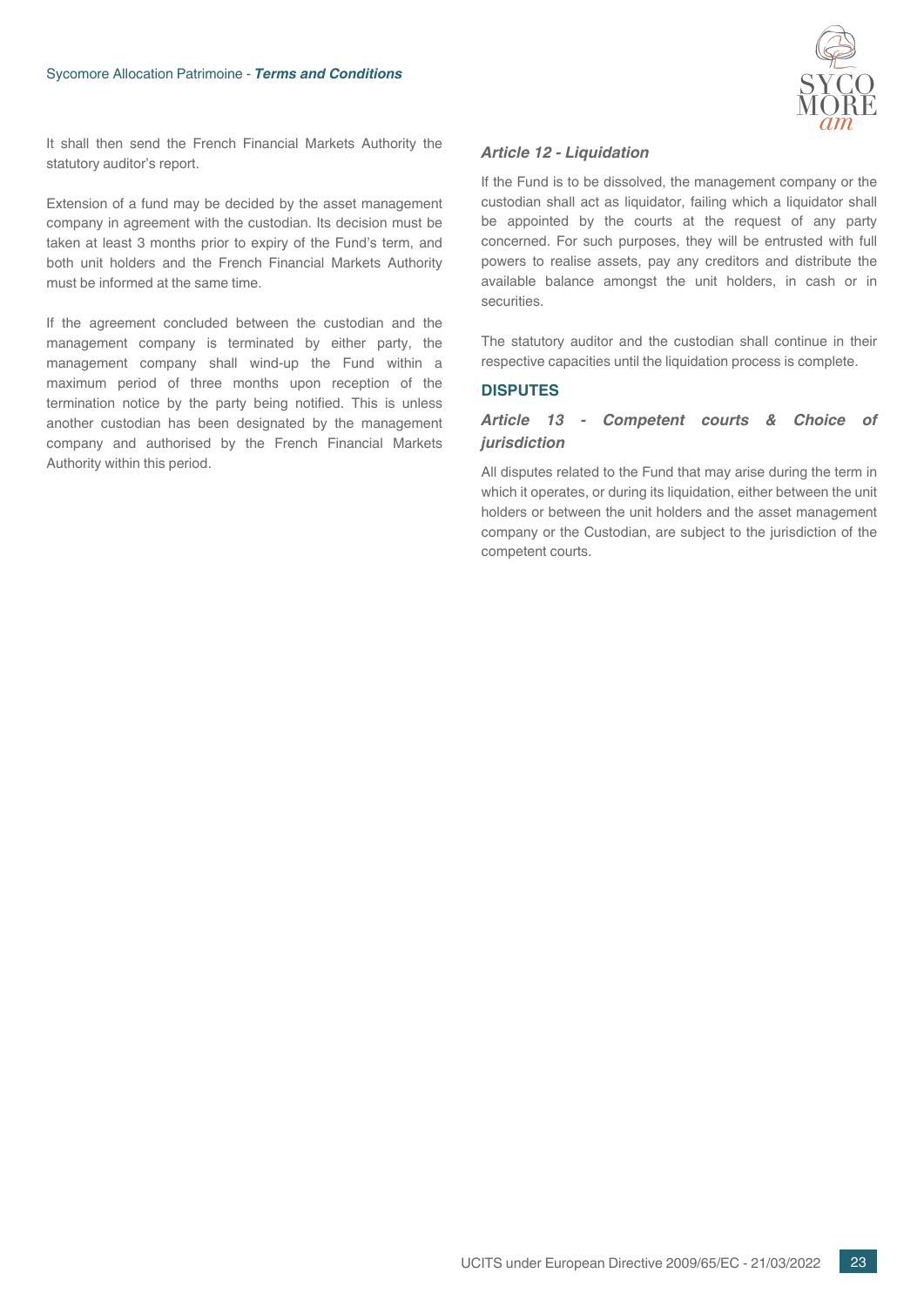It shall then send the French Financial Markets Authority the statutory auditor's report.

Extension of a fund may be decided by the asset management company in agreement with the custodian. Its decision must be taken at least 3 months prior to expiry of the Fund's term, and both unit holders and the French Financial Markets Authority must be informed at the same time.

If the agreement concluded between the custodian and the management company is terminated by either party, the management company shall wind-up the Fund within a maximum period of three months upon reception of the termination notice by the party being notified. This is unless another custodian has been designated by the management company and authorised by the French Financial Markets Authority within this period.

### *Article 12 - Liquidation*

If the Fund is to be dissolved, the management company or the custodian shall act as liquidator, failing which a liquidator shall be appointed by the courts at the request of any party concerned. For such purposes, they will be entrusted with full powers to realise assets, pay any creditors and distribute the available balance amongst the unit holders, in cash or in securities.

The statutory auditor and the custodian shall continue in their respective capacities until the liquidation process is complete.

## DISPUTES

### *Article 13 - Competent courts & Choice of jurisdiction*

All disputes related to the Fund that may arise during the term in which it operates, or during its liquidation, either between the unit holders or between the unit holders and the asset management company or the Custodian, are subject to the jurisdiction of the competent courts.